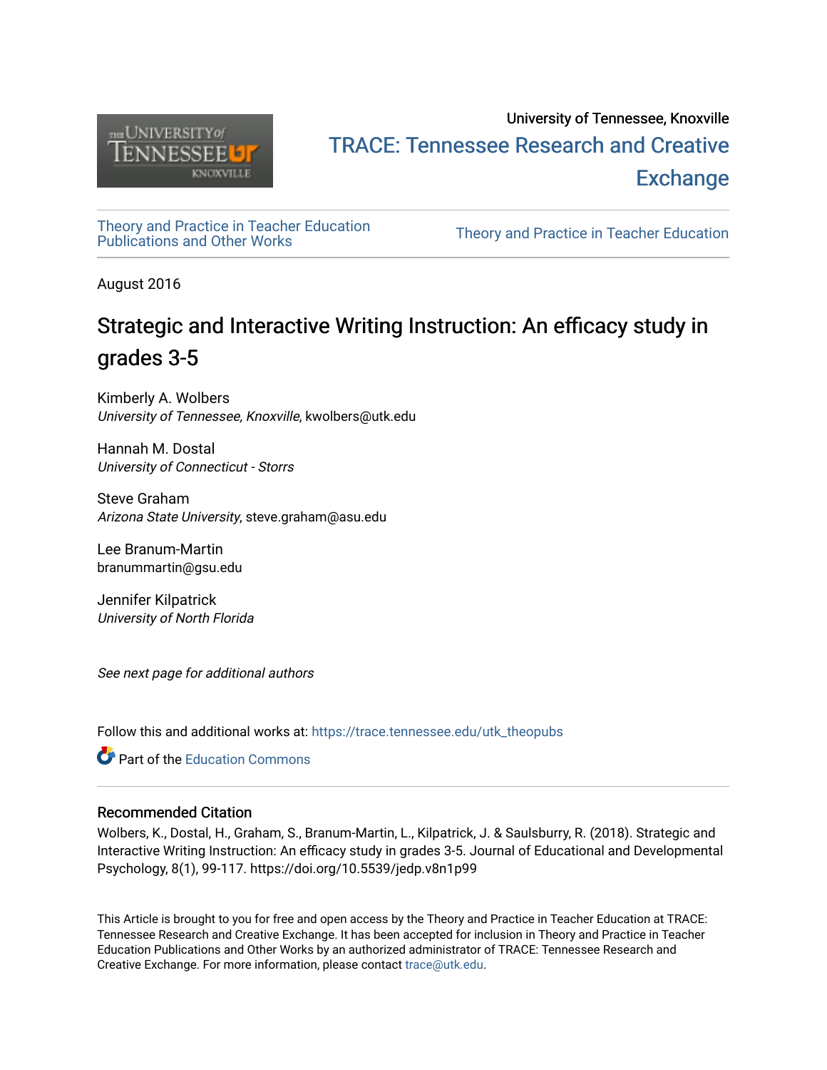University of Tennessee, Knoxville

TRACE: Tennessee Research and Creative Exchange

Theory and Practice in Teacher Education Publications and Other Works

Theory and Practice in Teacher Education

August 2016

# Strategic and Interactive Writing Instruction: An efficacy study in grades 3-5

Kimberly A. Wolbers
*University of Tennessee, Knoxville*, kwolbers@utk.edu

Hannah M. Dostal
*University of Connecticut - Storrs*

Steve Graham
*Arizona State University*, steve.graham@asu.edu

Lee Branum-Martin
branummartin@gsu.edu

Jennifer Kilpatrick
*University of North Florida*

*See next page for additional authors*

Follow this and additional works at: https://trace.tennessee.edu/utk_theopubs

Part of the Education Commons

## Recommended Citation

Wolbers, K., Dostal, H., Graham, S., Branum-Martin, L., Kilpatrick, J. & Saulsburry, R. (2018). Strategic and Interactive Writing Instruction: An efficacy study in grades 3-5. Journal of Educational and Developmental Psychology, 8(1), 99-117. https://doi.org/10.5539/jedp.v8n1p99

This Article is brought to you for free and open access by the Theory and Practice in Teacher Education at TRACE: Tennessee Research and Creative Exchange. It has been accepted for inclusion in Theory and Practice in Teacher Education Publications and Other Works by an authorized administrator of TRACE: Tennessee Research and Creative Exchange. For more information, please contact trace@utk.edu.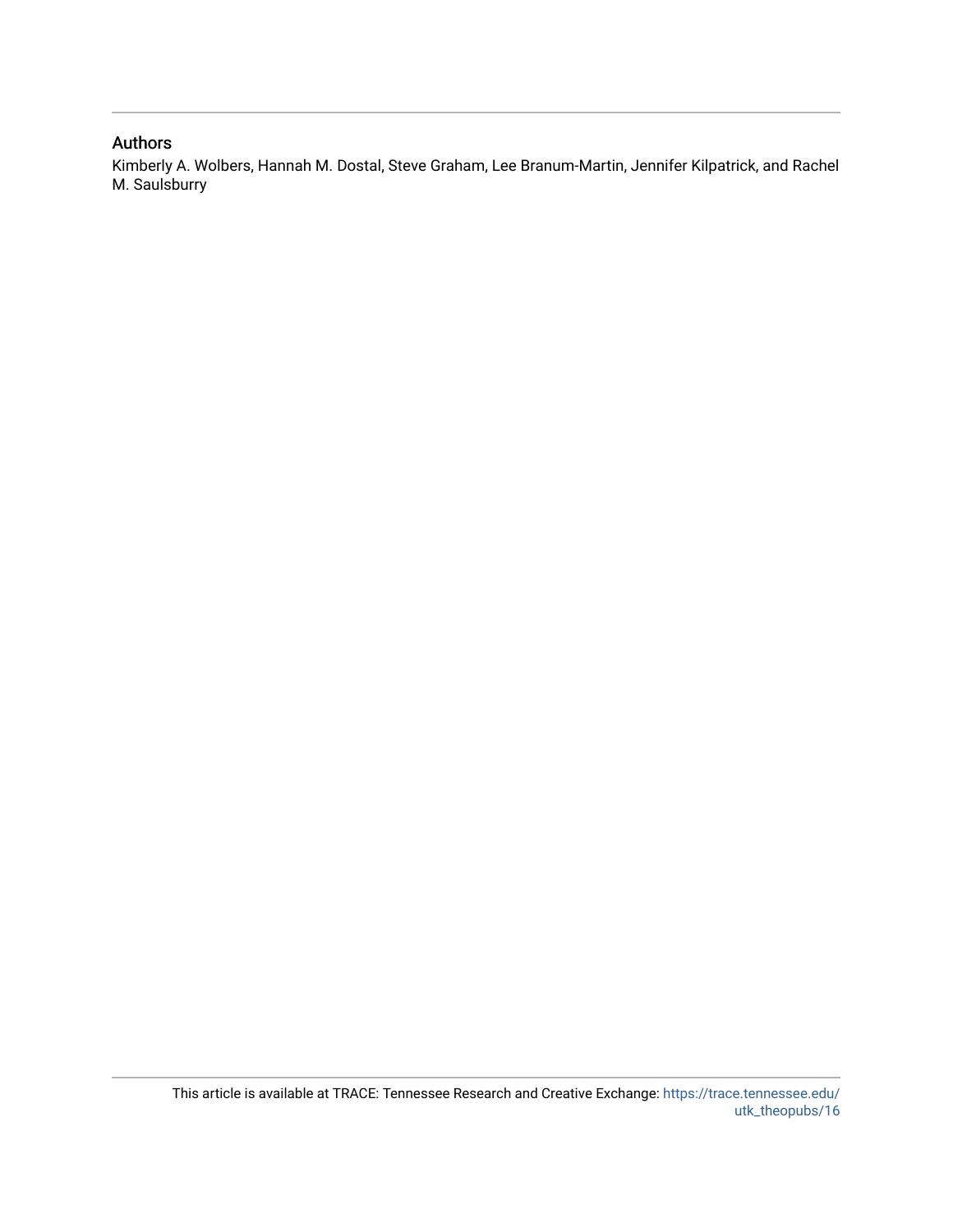## Authors

Kimberly A. Wolbers, Hannah M. Dostal, Steve Graham, Lee Branum-Martin, Jennifer Kilpatrick, and Rachel M. Saulsburry

This article is available at TRACE: Tennessee Research and Creative Exchange: https://trace.tennessee.edu/utk_theopubs/16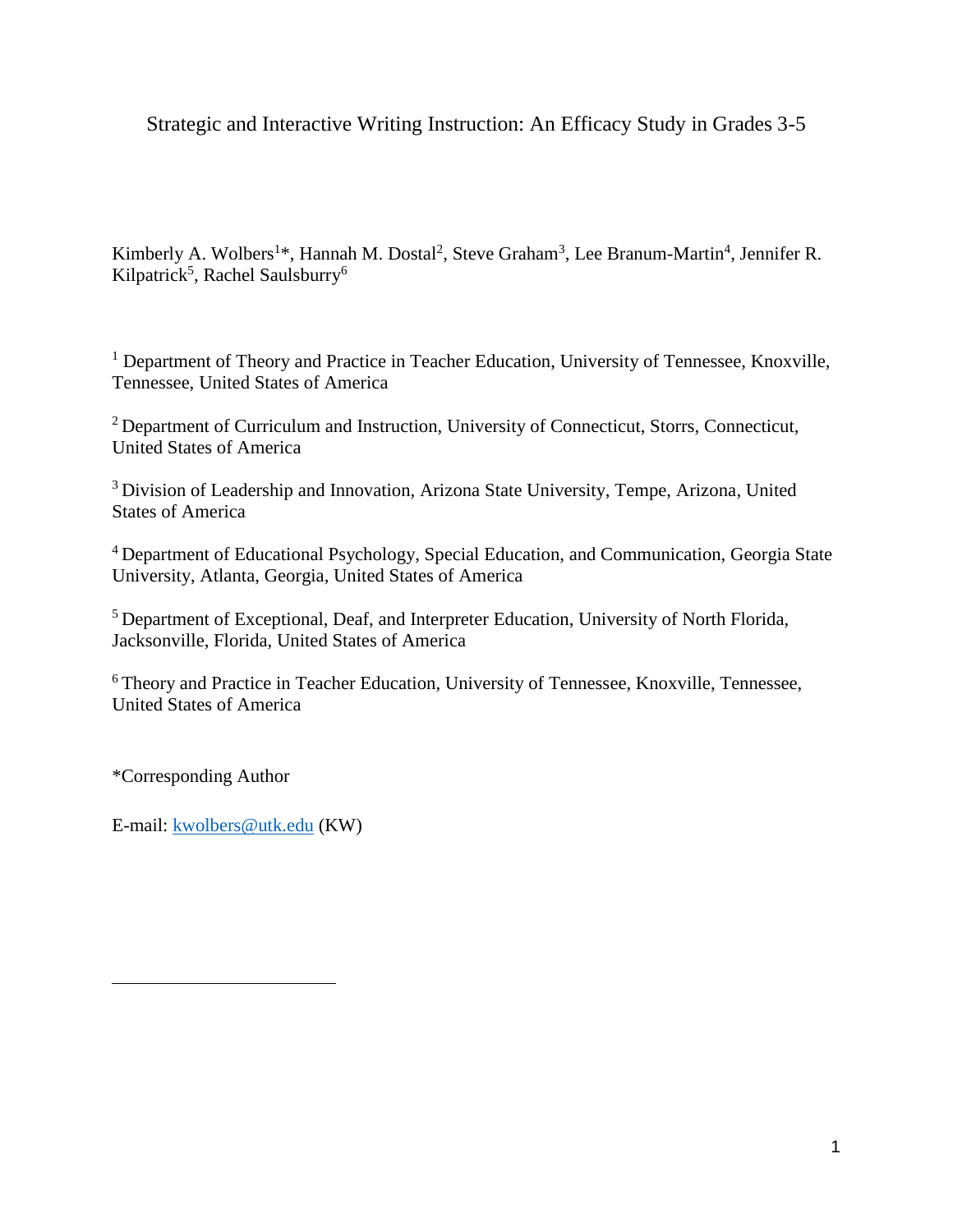# Strategic and Interactive Writing Instruction: An Efficacy Study in Grades 3-5

Kimberly A. Wolbers[1]*, Hannah M. Dostal[2], Steve Graham[3], Lee Branum-Martin[4], Jennifer R. Kilpatrick[5], Rachel Saulsburry[6]

[1] Department of Theory and Practice in Teacher Education, University of Tennessee, Knoxville, Tennessee, United States of America

[2] Department of Curriculum and Instruction, University of Connecticut, Storrs, Connecticut, United States of America

[3] Division of Leadership and Innovation, Arizona State University, Tempe, Arizona, United States of America

[4] Department of Educational Psychology, Special Education, and Communication, Georgia State University, Atlanta, Georgia, United States of America

[5] Department of Exceptional, Deaf, and Interpreter Education, University of North Florida, Jacksonville, Florida, United States of America

[6] Theory and Practice in Teacher Education, University of Tennessee, Knoxville, Tennessee, United States of America

*Corresponding Author

E-mail: kwolbers@utk.edu (KW)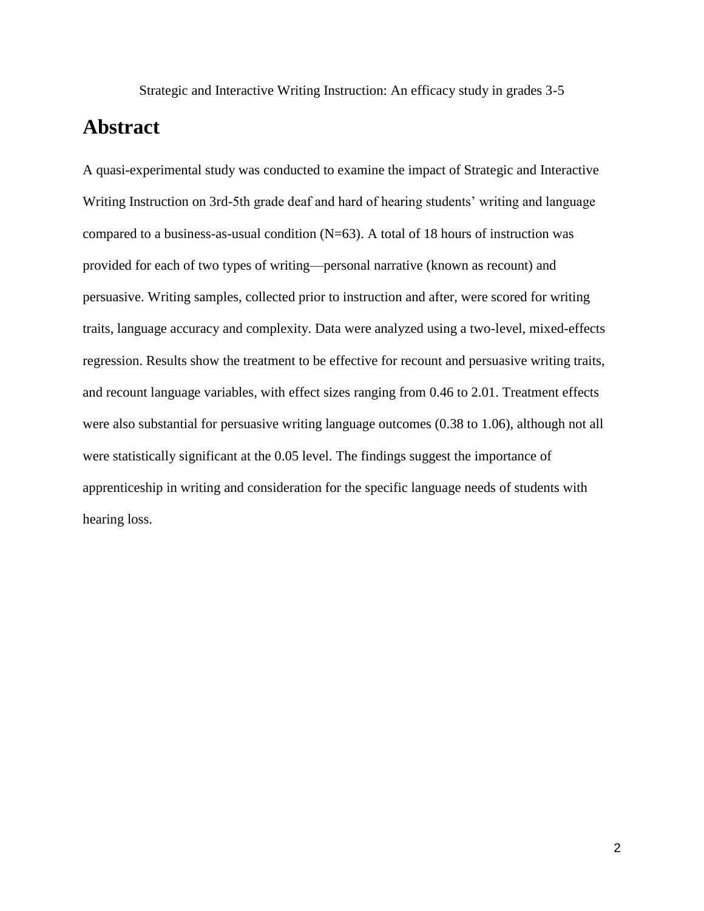Strategic and Interactive Writing Instruction: An efficacy study in grades 3-5

# Abstract

A quasi-experimental study was conducted to examine the impact of Strategic and Interactive Writing Instruction on 3rd-5th grade deaf and hard of hearing students' writing and language compared to a business-as-usual condition (N=63). A total of 18 hours of instruction was provided for each of two types of writing—personal narrative (known as recount) and persuasive. Writing samples, collected prior to instruction and after, were scored for writing traits, language accuracy and complexity. Data were analyzed using a two-level, mixed-effects regression. Results show the treatment to be effective for recount and persuasive writing traits, and recount language variables, with effect sizes ranging from 0.46 to 2.01. Treatment effects were also substantial for persuasive writing language outcomes (0.38 to 1.06), although not all were statistically significant at the 0.05 level. The findings suggest the importance of apprenticeship in writing and consideration for the specific language needs of students with hearing loss.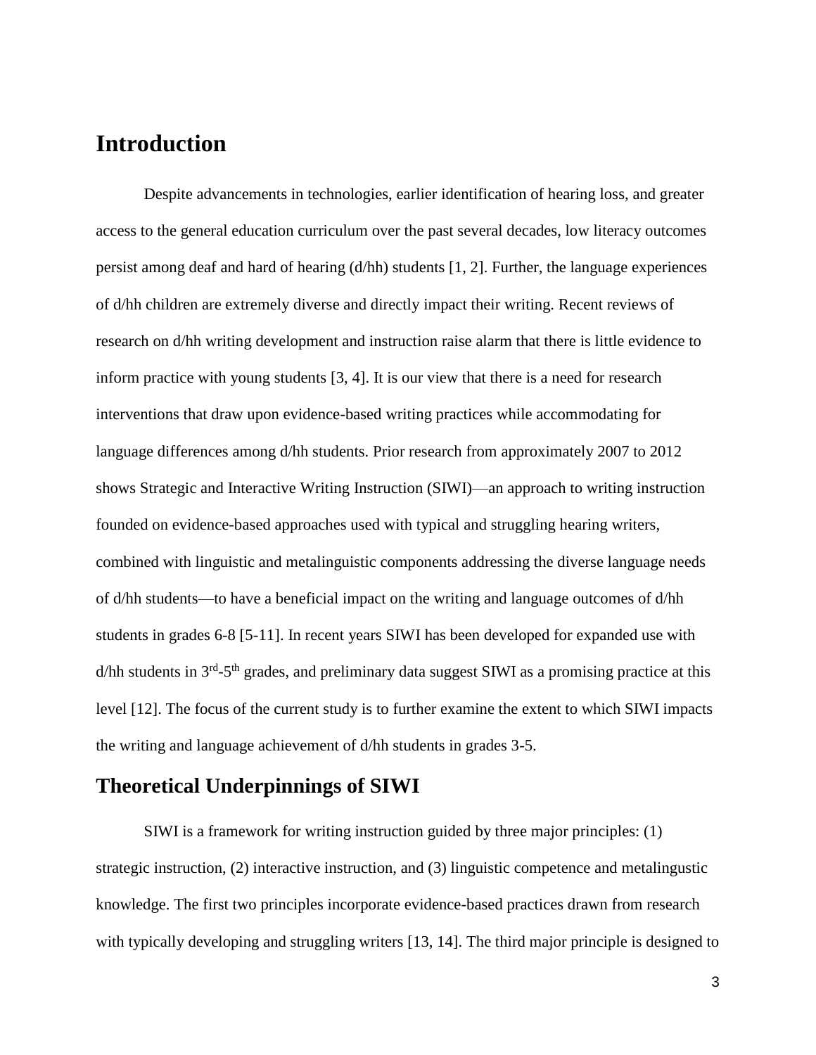# Introduction

Despite advancements in technologies, earlier identification of hearing loss, and greater access to the general education curriculum over the past several decades, low literacy outcomes persist among deaf and hard of hearing (d/hh) students [1, 2]. Further, the language experiences of d/hh children are extremely diverse and directly impact their writing. Recent reviews of research on d/hh writing development and instruction raise alarm that there is little evidence to inform practice with young students [3, 4]. It is our view that there is a need for research interventions that draw upon evidence-based writing practices while accommodating for language differences among d/hh students. Prior research from approximately 2007 to 2012 shows Strategic and Interactive Writing Instruction (SIWI)—an approach to writing instruction founded on evidence-based approaches used with typical and struggling hearing writers, combined with linguistic and metalinguistic components addressing the diverse language needs of d/hh students—to have a beneficial impact on the writing and language outcomes of d/hh students in grades 6-8 [5-11]. In recent years SIWI has been developed for expanded use with d/hh students in 3rd-5th grades, and preliminary data suggest SIWI as a promising practice at this level [12]. The focus of the current study is to further examine the extent to which SIWI impacts the writing and language achievement of d/hh students in grades 3-5.

## Theoretical Underpinnings of SIWI

SIWI is a framework for writing instruction guided by three major principles: (1) strategic instruction, (2) interactive instruction, and (3) linguistic competence and metalingustic knowledge. The first two principles incorporate evidence-based practices drawn from research with typically developing and struggling writers [13, 14]. The third major principle is designed to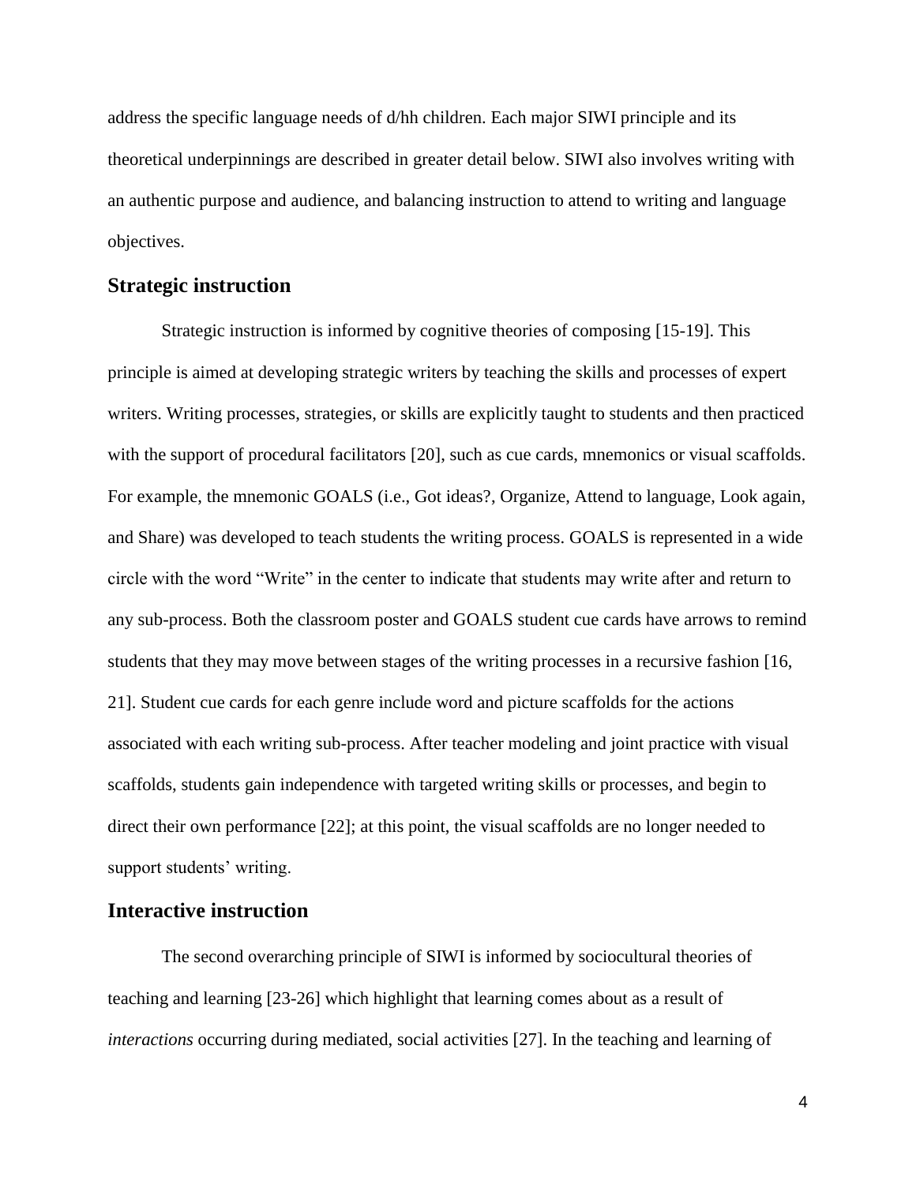address the specific language needs of d/hh children. Each major SIWI principle and its theoretical underpinnings are described in greater detail below. SIWI also involves writing with an authentic purpose and audience, and balancing instruction to attend to writing and language objectives.

## Strategic instruction

Strategic instruction is informed by cognitive theories of composing [15-19]. This principle is aimed at developing strategic writers by teaching the skills and processes of expert writers. Writing processes, strategies, or skills are explicitly taught to students and then practiced with the support of procedural facilitators [20], such as cue cards, mnemonics or visual scaffolds. For example, the mnemonic GOALS (i.e., Got ideas?, Organize, Attend to language, Look again, and Share) was developed to teach students the writing process. GOALS is represented in a wide circle with the word "Write" in the center to indicate that students may write after and return to any sub-process. Both the classroom poster and GOALS student cue cards have arrows to remind students that they may move between stages of the writing processes in a recursive fashion [16, 21]. Student cue cards for each genre include word and picture scaffolds for the actions associated with each writing sub-process. After teacher modeling and joint practice with visual scaffolds, students gain independence with targeted writing skills or processes, and begin to direct their own performance [22]; at this point, the visual scaffolds are no longer needed to support students' writing.

## Interactive instruction

The second overarching principle of SIWI is informed by sociocultural theories of teaching and learning [23-26] which highlight that learning comes about as a result of *interactions* occurring during mediated, social activities [27]. In the teaching and learning of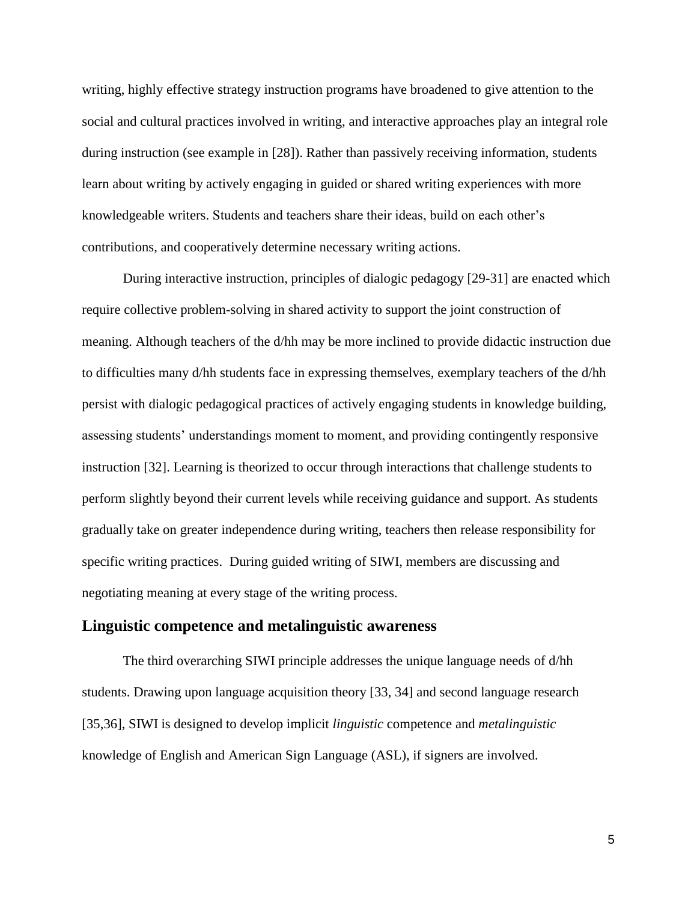writing, highly effective strategy instruction programs have broadened to give attention to the social and cultural practices involved in writing, and interactive approaches play an integral role during instruction (see example in [28]). Rather than passively receiving information, students learn about writing by actively engaging in guided or shared writing experiences with more knowledgeable writers. Students and teachers share their ideas, build on each other's contributions, and cooperatively determine necessary writing actions.

During interactive instruction, principles of dialogic pedagogy [29-31] are enacted which require collective problem-solving in shared activity to support the joint construction of meaning. Although teachers of the d/hh may be more inclined to provide didactic instruction due to difficulties many d/hh students face in expressing themselves, exemplary teachers of the d/hh persist with dialogic pedagogical practices of actively engaging students in knowledge building, assessing students' understandings moment to moment, and providing contingently responsive instruction [32]. Learning is theorized to occur through interactions that challenge students to perform slightly beyond their current levels while receiving guidance and support. As students gradually take on greater independence during writing, teachers then release responsibility for specific writing practices. During guided writing of SIWI, members are discussing and negotiating meaning at every stage of the writing process.

## Linguistic competence and metalinguistic awareness

The third overarching SIWI principle addresses the unique language needs of d/hh students. Drawing upon language acquisition theory [33, 34] and second language research [35,36], SIWI is designed to develop implicit *linguistic* competence and *metalinguistic* knowledge of English and American Sign Language (ASL), if signers are involved.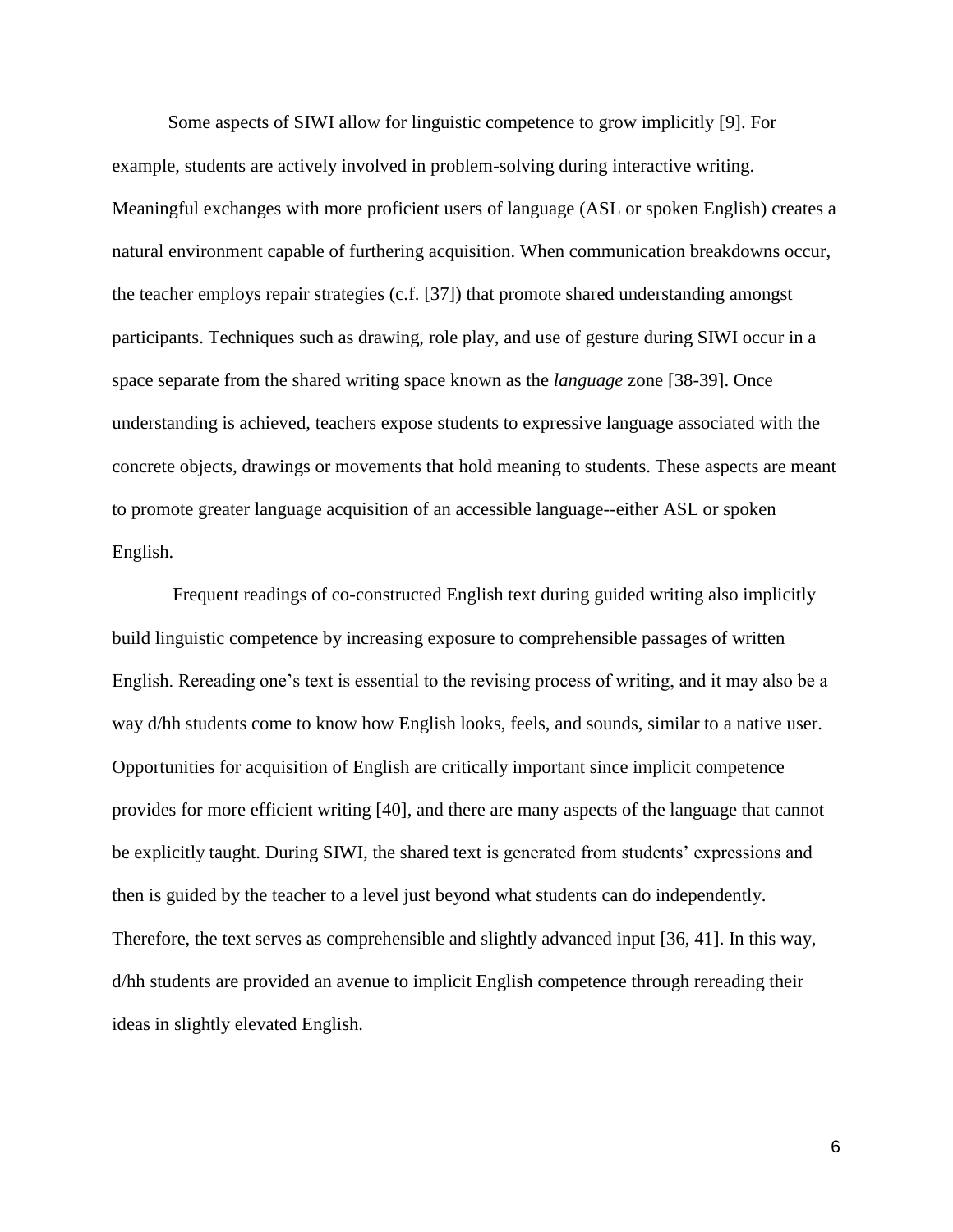Some aspects of SIWI allow for linguistic competence to grow implicitly [9]. For example, students are actively involved in problem-solving during interactive writing. Meaningful exchanges with more proficient users of language (ASL or spoken English) creates a natural environment capable of furthering acquisition. When communication breakdowns occur, the teacher employs repair strategies (c.f. [37]) that promote shared understanding amongst participants. Techniques such as drawing, role play, and use of gesture during SIWI occur in a space separate from the shared writing space known as the *language* zone [38-39]. Once understanding is achieved, teachers expose students to expressive language associated with the concrete objects, drawings or movements that hold meaning to students. These aspects are meant to promote greater language acquisition of an accessible language--either ASL or spoken English.

Frequent readings of co-constructed English text during guided writing also implicitly build linguistic competence by increasing exposure to comprehensible passages of written English. Rereading one's text is essential to the revising process of writing, and it may also be a way d/hh students come to know how English looks, feels, and sounds, similar to a native user. Opportunities for acquisition of English are critically important since implicit competence provides for more efficient writing [40], and there are many aspects of the language that cannot be explicitly taught. During SIWI, the shared text is generated from students' expressions and then is guided by the teacher to a level just beyond what students can do independently. Therefore, the text serves as comprehensible and slightly advanced input [36, 41]. In this way, d/hh students are provided an avenue to implicit English competence through rereading their ideas in slightly elevated English.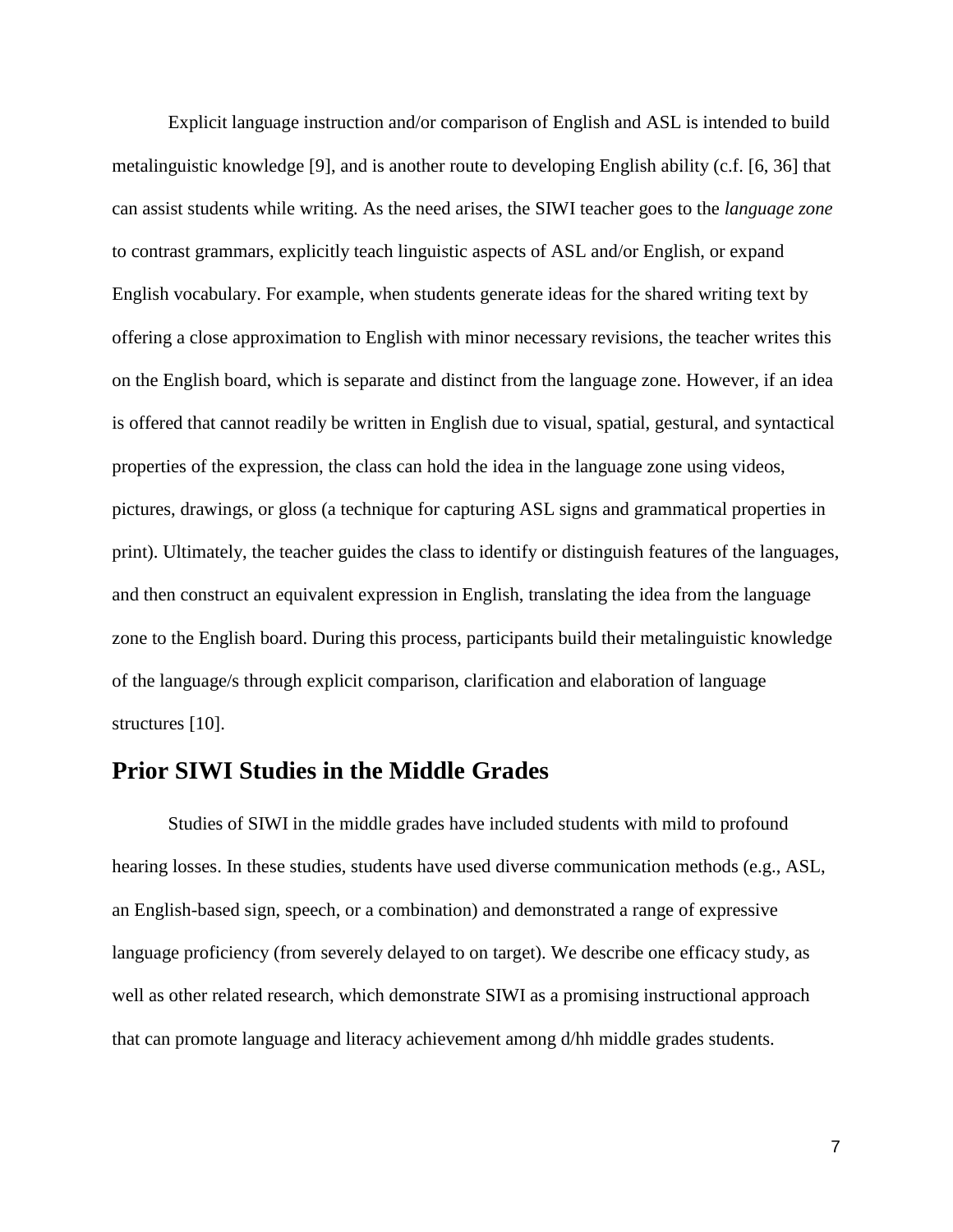Explicit language instruction and/or comparison of English and ASL is intended to build metalinguistic knowledge [9], and is another route to developing English ability (c.f. [6, 36] that can assist students while writing. As the need arises, the SIWI teacher goes to the *language zone* to contrast grammars, explicitly teach linguistic aspects of ASL and/or English, or expand English vocabulary. For example, when students generate ideas for the shared writing text by offering a close approximation to English with minor necessary revisions, the teacher writes this on the English board, which is separate and distinct from the language zone. However, if an idea is offered that cannot readily be written in English due to visual, spatial, gestural, and syntactical properties of the expression, the class can hold the idea in the language zone using videos, pictures, drawings, or gloss (a technique for capturing ASL signs and grammatical properties in print). Ultimately, the teacher guides the class to identify or distinguish features of the languages, and then construct an equivalent expression in English, translating the idea from the language zone to the English board. During this process, participants build their metalinguistic knowledge of the language/s through explicit comparison, clarification and elaboration of language structures [10].

## Prior SIWI Studies in the Middle Grades

Studies of SIWI in the middle grades have included students with mild to profound hearing losses. In these studies, students have used diverse communication methods (e.g., ASL, an English-based sign, speech, or a combination) and demonstrated a range of expressive language proficiency (from severely delayed to on target). We describe one efficacy study, as well as other related research, which demonstrate SIWI as a promising instructional approach that can promote language and literacy achievement among d/hh middle grades students.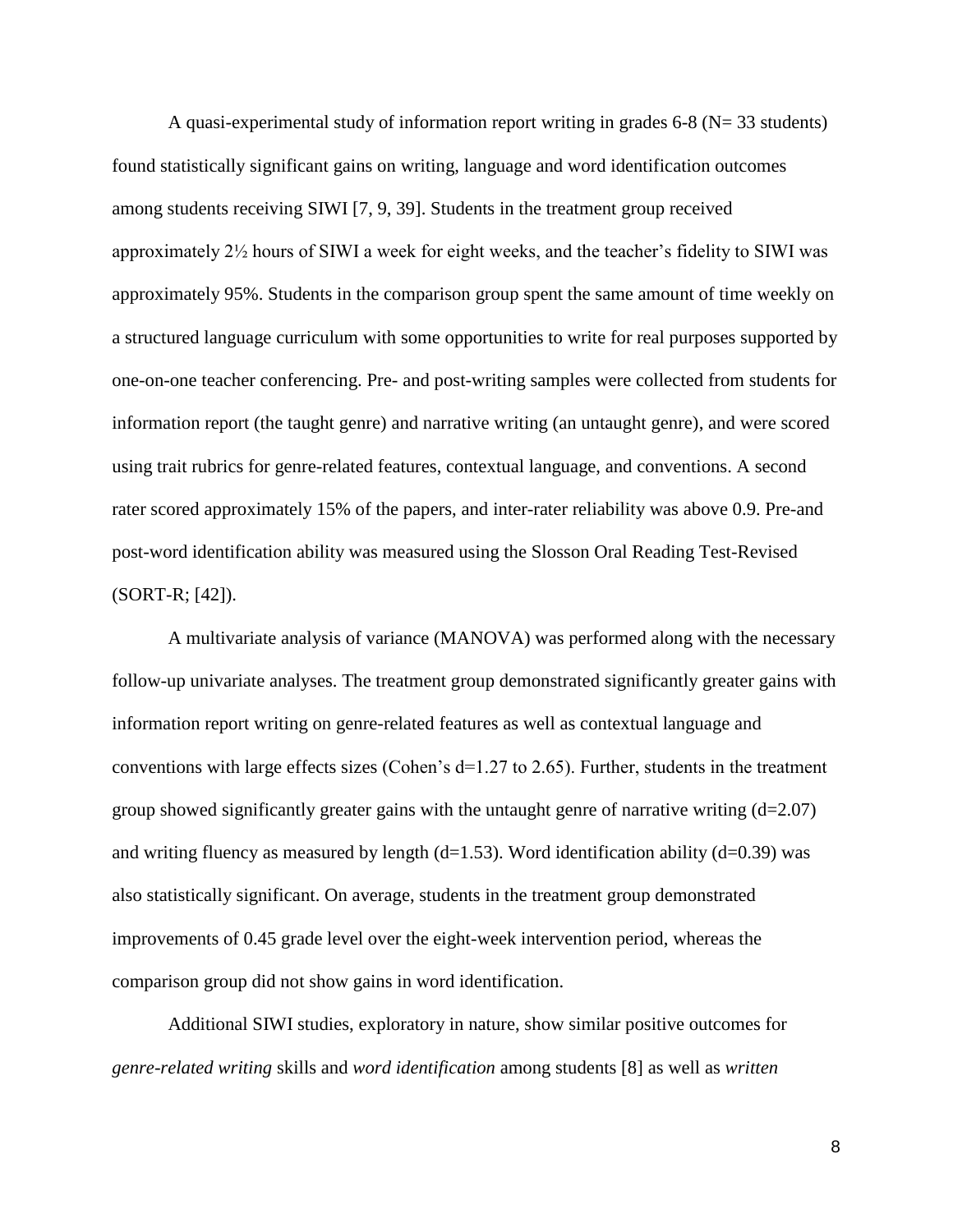A quasi-experimental study of information report writing in grades 6-8 (N= 33 students) found statistically significant gains on writing, language and word identification outcomes among students receiving SIWI [7, 9, 39]. Students in the treatment group received approximately 2½ hours of SIWI a week for eight weeks, and the teacher's fidelity to SIWI was approximately 95%. Students in the comparison group spent the same amount of time weekly on a structured language curriculum with some opportunities to write for real purposes supported by one-on-one teacher conferencing. Pre- and post-writing samples were collected from students for information report (the taught genre) and narrative writing (an untaught genre), and were scored using trait rubrics for genre-related features, contextual language, and conventions. A second rater scored approximately 15% of the papers, and inter-rater reliability was above 0.9. Pre-and post-word identification ability was measured using the Slosson Oral Reading Test-Revised (SORT-R; [42]).

A multivariate analysis of variance (MANOVA) was performed along with the necessary follow-up univariate analyses. The treatment group demonstrated significantly greater gains with information report writing on genre-related features as well as contextual language and conventions with large effects sizes (Cohen's d=1.27 to 2.65). Further, students in the treatment group showed significantly greater gains with the untaught genre of narrative writing (d=2.07) and writing fluency as measured by length (d=1.53). Word identification ability (d=0.39) was also statistically significant. On average, students in the treatment group demonstrated improvements of 0.45 grade level over the eight-week intervention period, whereas the comparison group did not show gains in word identification.

Additional SIWI studies, exploratory in nature, show similar positive outcomes for *genre-related writing* skills and *word identification* among students [8] as well as *written*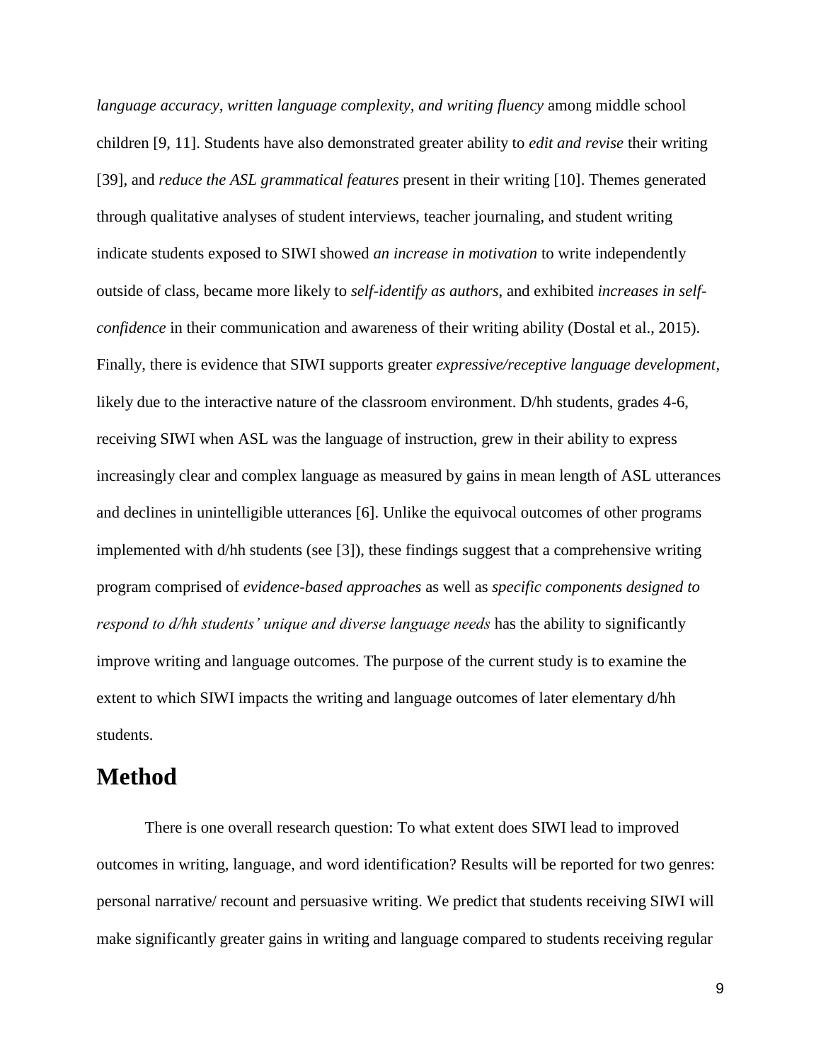*language accuracy, written language complexity, and writing fluency* among middle school children [9, 11]. Students have also demonstrated greater ability to *edit and revise* their writing [39], and *reduce the ASL grammatical features* present in their writing [10]. Themes generated through qualitative analyses of student interviews, teacher journaling, and student writing indicate students exposed to SIWI showed *an increase in motivation* to write independently outside of class, became more likely to *self-identify as authors*, and exhibited *increases in self-confidence* in their communication and awareness of their writing ability (Dostal et al., 2015). Finally, there is evidence that SIWI supports greater *expressive/receptive language development*, likely due to the interactive nature of the classroom environment. D/hh students, grades 4-6, receiving SIWI when ASL was the language of instruction, grew in their ability to express increasingly clear and complex language as measured by gains in mean length of ASL utterances and declines in unintelligible utterances [6]. Unlike the equivocal outcomes of other programs implemented with d/hh students (see [3]), these findings suggest that a comprehensive writing program comprised of *evidence-based approaches* as well as *specific components designed to respond to d/hh students' unique and diverse language needs* has the ability to significantly improve writing and language outcomes. The purpose of the current study is to examine the extent to which SIWI impacts the writing and language outcomes of later elementary d/hh students.

# Method

There is one overall research question: To what extent does SIWI lead to improved outcomes in writing, language, and word identification? Results will be reported for two genres: personal narrative/ recount and persuasive writing. We predict that students receiving SIWI will make significantly greater gains in writing and language compared to students receiving regular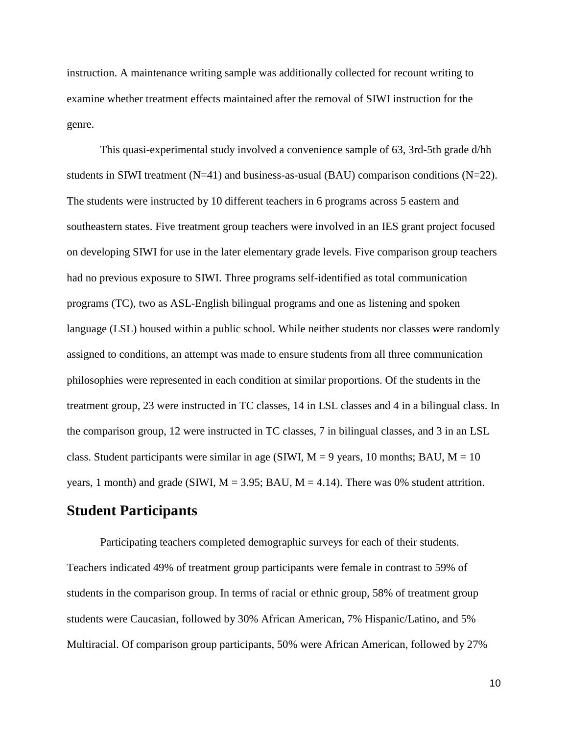instruction. A maintenance writing sample was additionally collected for recount writing to examine whether treatment effects maintained after the removal of SIWI instruction for the genre.

This quasi-experimental study involved a convenience sample of 63, 3rd-5th grade d/hh students in SIWI treatment (N=41) and business-as-usual (BAU) comparison conditions (N=22). The students were instructed by 10 different teachers in 6 programs across 5 eastern and southeastern states. Five treatment group teachers were involved in an IES grant project focused on developing SIWI for use in the later elementary grade levels. Five comparison group teachers had no previous exposure to SIWI. Three programs self-identified as total communication programs (TC), two as ASL-English bilingual programs and one as listening and spoken language (LSL) housed within a public school. While neither students nor classes were randomly assigned to conditions, an attempt was made to ensure students from all three communication philosophies were represented in each condition at similar proportions. Of the students in the treatment group, 23 were instructed in TC classes, 14 in LSL classes and 4 in a bilingual class. In the comparison group, 12 were instructed in TC classes, 7 in bilingual classes, and 3 in an LSL class. Student participants were similar in age (SIWI, M = 9 years, 10 months; BAU, M = 10 years, 1 month) and grade (SIWI, M = 3.95; BAU, M = 4.14). There was 0% student attrition.

## Student Participants

Participating teachers completed demographic surveys for each of their students. Teachers indicated 49% of treatment group participants were female in contrast to 59% of students in the comparison group. In terms of racial or ethnic group, 58% of treatment group students were Caucasian, followed by 30% African American, 7% Hispanic/Latino, and 5% Multiracial. Of comparison group participants, 50% were African American, followed by 27%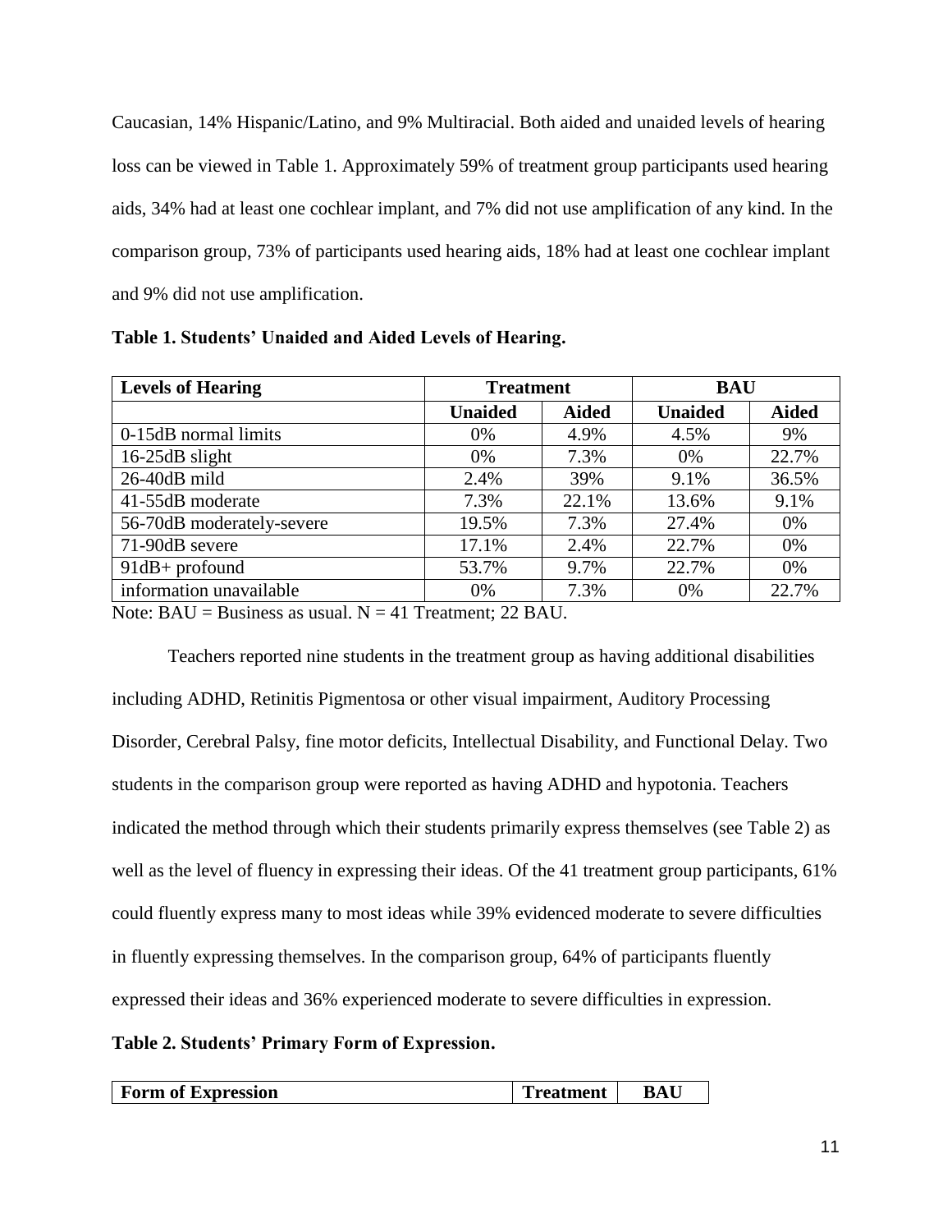Caucasian, 14% Hispanic/Latino, and 9% Multiracial. Both aided and unaided levels of hearing loss can be viewed in Table 1. Approximately 59% of treatment group participants used hearing aids, 34% had at least one cochlear implant, and 7% did not use amplification of any kind. In the comparison group, 73% of participants used hearing aids, 18% had at least one cochlear implant and 9% did not use amplification.

**Table 1. Students' Unaided and Aided Levels of Hearing.**

| Levels of Hearing | Treatment | | BAU | |
|---|---|---|---|---|
| | **Unaided** | **Aided** | **Unaided** | **Aided** |
| 0-15dB normal limits | 0% | 4.9% | 4.5% | 9% |
| 16-25dB slight | 0% | 7.3% | 0% | 22.7% |
| 26-40dB mild | 2.4% | 39% | 9.1% | 36.5% |
| 41-55dB moderate | 7.3% | 22.1% | 13.6% | 9.1% |
| 56-70dB moderately-severe | 19.5% | 7.3% | 27.4% | 0% |
| 71-90dB severe | 17.1% | 2.4% | 22.7% | 0% |
| 91dB+ profound | 53.7% | 9.7% | 22.7% | 0% |
| information unavailable | 0% | 7.3% | 0% | 22.7% |

Note: BAU = Business as usual. N = 41 Treatment; 22 BAU.

Teachers reported nine students in the treatment group as having additional disabilities including ADHD, Retinitis Pigmentosa or other visual impairment, Auditory Processing Disorder, Cerebral Palsy, fine motor deficits, Intellectual Disability, and Functional Delay. Two students in the comparison group were reported as having ADHD and hypotonia. Teachers indicated the method through which their students primarily express themselves (see Table 2) as well as the level of fluency in expressing their ideas. Of the 41 treatment group participants, 61% could fluently express many to most ideas while 39% evidenced moderate to severe difficulties in fluently expressing themselves. In the comparison group, 64% of participants fluently expressed their ideas and 36% experienced moderate to severe difficulties in expression.

**Table 2. Students' Primary Form of Expression.**

| Form of Expression | Treatment | BAU |
|---|---|---|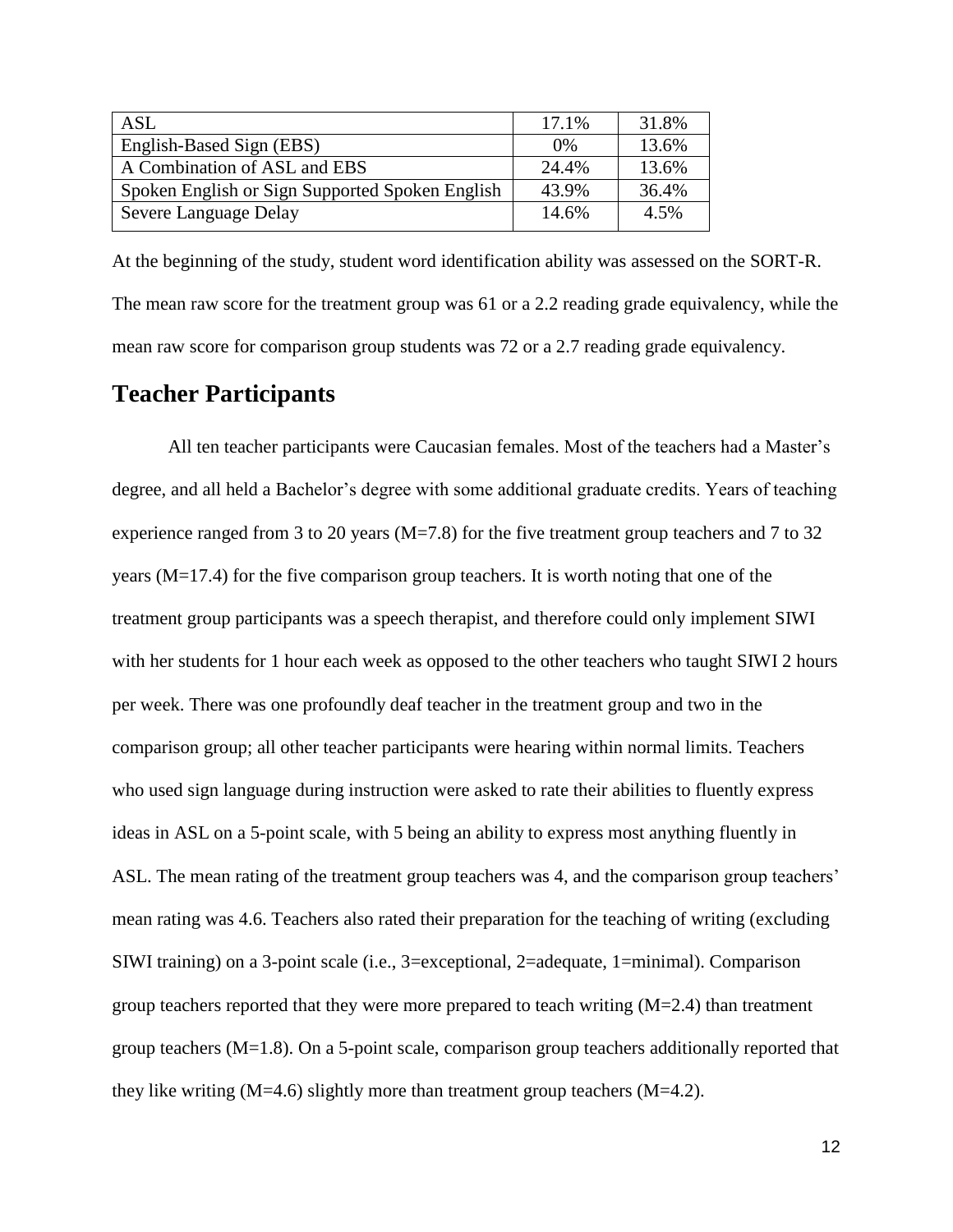| ASL | 17.1% | 31.8% |
| --- | --- | --- |
| English-Based Sign (EBS) | 0% | 13.6% |
| A Combination of ASL and EBS | 24.4% | 13.6% |
| Spoken English or Sign Supported Spoken English | 43.9% | 36.4% |
| Severe Language Delay | 14.6% | 4.5% |

At the beginning of the study, student word identification ability was assessed on the SORT-R. The mean raw score for the treatment group was 61 or a 2.2 reading grade equivalency, while the mean raw score for comparison group students was 72 or a 2.7 reading grade equivalency.

## Teacher Participants

All ten teacher participants were Caucasian females. Most of the teachers had a Master's degree, and all held a Bachelor's degree with some additional graduate credits. Years of teaching experience ranged from 3 to 20 years (M=7.8) for the five treatment group teachers and 7 to 32 years (M=17.4) for the five comparison group teachers. It is worth noting that one of the treatment group participants was a speech therapist, and therefore could only implement SIWI with her students for 1 hour each week as opposed to the other teachers who taught SIWI 2 hours per week. There was one profoundly deaf teacher in the treatment group and two in the comparison group; all other teacher participants were hearing within normal limits. Teachers who used sign language during instruction were asked to rate their abilities to fluently express ideas in ASL on a 5-point scale, with 5 being an ability to express most anything fluently in ASL. The mean rating of the treatment group teachers was 4, and the comparison group teachers' mean rating was 4.6. Teachers also rated their preparation for the teaching of writing (excluding SIWI training) on a 3-point scale (i.e., 3=exceptional, 2=adequate, 1=minimal). Comparison group teachers reported that they were more prepared to teach writing (M=2.4) than treatment group teachers (M=1.8). On a 5-point scale, comparison group teachers additionally reported that they like writing (M=4.6) slightly more than treatment group teachers (M=4.2).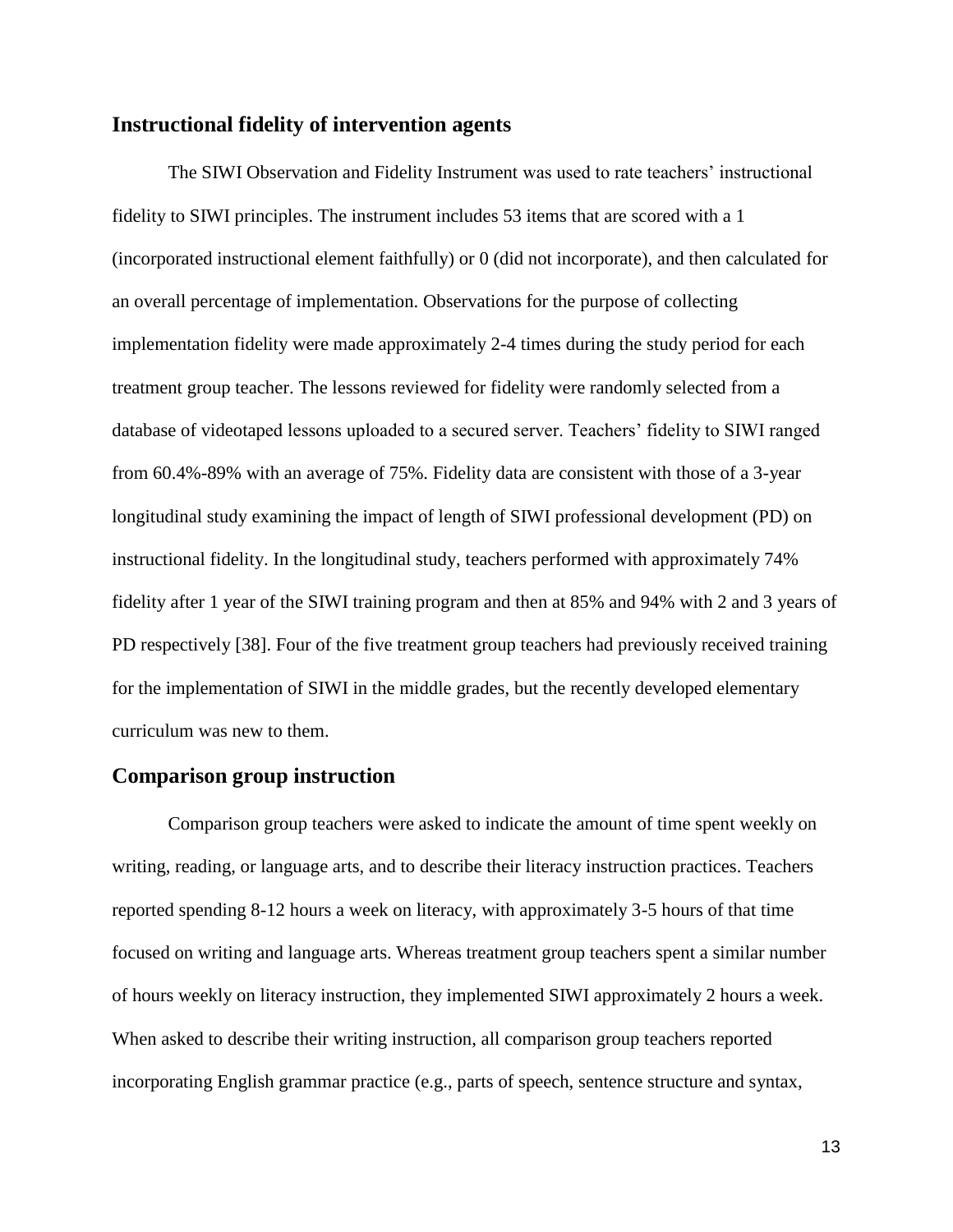## Instructional fidelity of intervention agents

The SIWI Observation and Fidelity Instrument was used to rate teachers' instructional fidelity to SIWI principles. The instrument includes 53 items that are scored with a 1 (incorporated instructional element faithfully) or 0 (did not incorporate), and then calculated for an overall percentage of implementation. Observations for the purpose of collecting implementation fidelity were made approximately 2-4 times during the study period for each treatment group teacher. The lessons reviewed for fidelity were randomly selected from a database of videotaped lessons uploaded to a secured server. Teachers' fidelity to SIWI ranged from 60.4%-89% with an average of 75%. Fidelity data are consistent with those of a 3-year longitudinal study examining the impact of length of SIWI professional development (PD) on instructional fidelity. In the longitudinal study, teachers performed with approximately 74% fidelity after 1 year of the SIWI training program and then at 85% and 94% with 2 and 3 years of PD respectively [38]. Four of the five treatment group teachers had previously received training for the implementation of SIWI in the middle grades, but the recently developed elementary curriculum was new to them.

## Comparison group instruction

Comparison group teachers were asked to indicate the amount of time spent weekly on writing, reading, or language arts, and to describe their literacy instruction practices. Teachers reported spending 8-12 hours a week on literacy, with approximately 3-5 hours of that time focused on writing and language arts. Whereas treatment group teachers spent a similar number of hours weekly on literacy instruction, they implemented SIWI approximately 2 hours a week. When asked to describe their writing instruction, all comparison group teachers reported incorporating English grammar practice (e.g., parts of speech, sentence structure and syntax,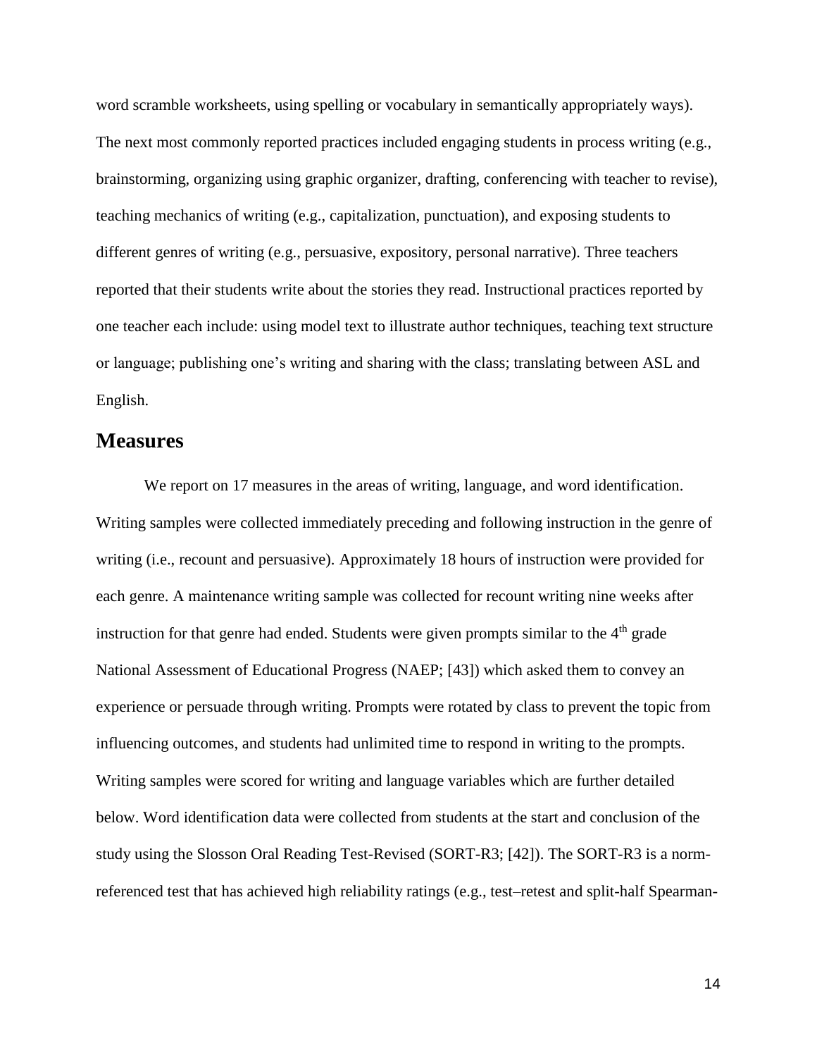word scramble worksheets, using spelling or vocabulary in semantically appropriately ways). The next most commonly reported practices included engaging students in process writing (e.g., brainstorming, organizing using graphic organizer, drafting, conferencing with teacher to revise), teaching mechanics of writing (e.g., capitalization, punctuation), and exposing students to different genres of writing (e.g., persuasive, expository, personal narrative). Three teachers reported that their students write about the stories they read. Instructional practices reported by one teacher each include: using model text to illustrate author techniques, teaching text structure or language; publishing one's writing and sharing with the class; translating between ASL and English.

## Measures

We report on 17 measures in the areas of writing, language, and word identification. Writing samples were collected immediately preceding and following instruction in the genre of writing (i.e., recount and persuasive). Approximately 18 hours of instruction were provided for each genre. A maintenance writing sample was collected for recount writing nine weeks after instruction for that genre had ended. Students were given prompts similar to the 4th grade National Assessment of Educational Progress (NAEP; [43]) which asked them to convey an experience or persuade through writing. Prompts were rotated by class to prevent the topic from influencing outcomes, and students had unlimited time to respond in writing to the prompts. Writing samples were scored for writing and language variables which are further detailed below. Word identification data were collected from students at the start and conclusion of the study using the Slosson Oral Reading Test-Revised (SORT-R3; [42]). The SORT-R3 is a norm-referenced test that has achieved high reliability ratings (e.g., test–retest and split-half Spearman-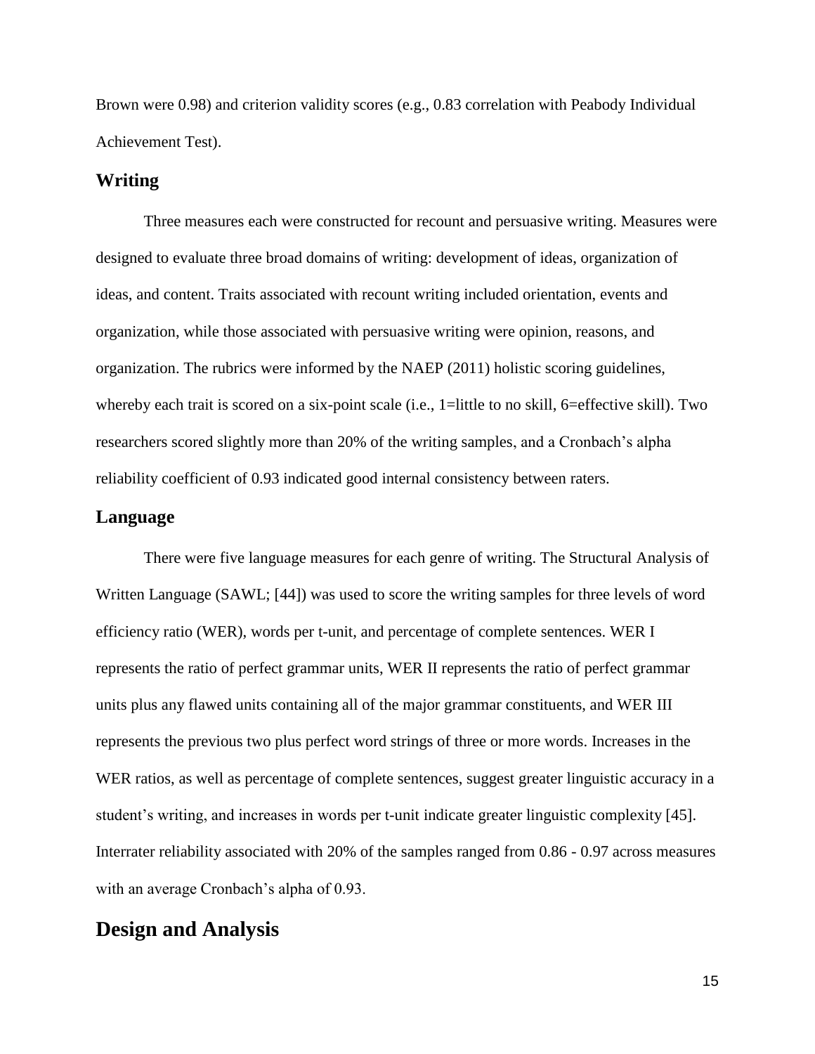Brown were 0.98) and criterion validity scores (e.g., 0.83 correlation with Peabody Individual Achievement Test).

### Writing

Three measures each were constructed for recount and persuasive writing. Measures were designed to evaluate three broad domains of writing: development of ideas, organization of ideas, and content. Traits associated with recount writing included orientation, events and organization, while those associated with persuasive writing were opinion, reasons, and organization. The rubrics were informed by the NAEP (2011) holistic scoring guidelines, whereby each trait is scored on a six-point scale (i.e., 1=little to no skill, 6=effective skill). Two researchers scored slightly more than 20% of the writing samples, and a Cronbach's alpha reliability coefficient of 0.93 indicated good internal consistency between raters.

### Language

There were five language measures for each genre of writing. The Structural Analysis of Written Language (SAWL; [44]) was used to score the writing samples for three levels of word efficiency ratio (WER), words per t-unit, and percentage of complete sentences. WER I represents the ratio of perfect grammar units, WER II represents the ratio of perfect grammar units plus any flawed units containing all of the major grammar constituents, and WER III represents the previous two plus perfect word strings of three or more words. Increases in the WER ratios, as well as percentage of complete sentences, suggest greater linguistic accuracy in a student's writing, and increases in words per t-unit indicate greater linguistic complexity [45]. Interrater reliability associated with 20% of the samples ranged from 0.86 - 0.97 across measures with an average Cronbach's alpha of 0.93.

## Design and Analysis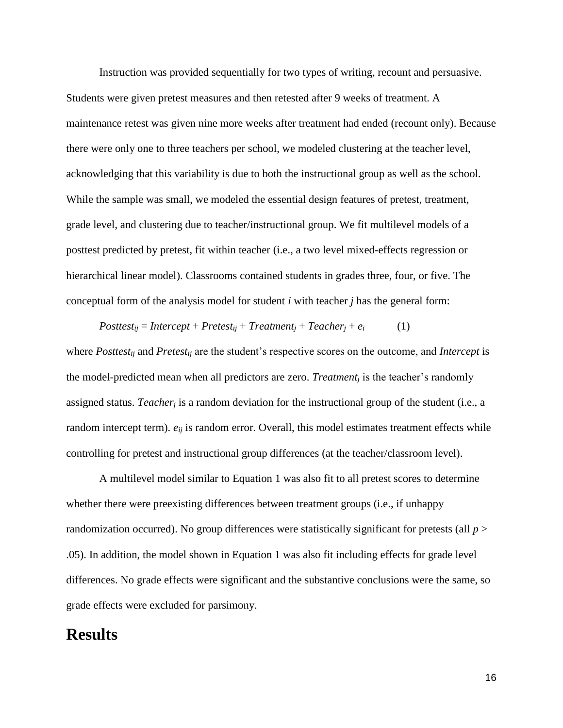Instruction was provided sequentially for two types of writing, recount and persuasive. Students were given pretest measures and then retested after 9 weeks of treatment. A maintenance retest was given nine more weeks after treatment had ended (recount only). Because there were only one to three teachers per school, we modeled clustering at the teacher level, acknowledging that this variability is due to both the instructional group as well as the school. While the sample was small, we modeled the essential design features of pretest, treatment, grade level, and clustering due to teacher/instructional group. We fit multilevel models of a posttest predicted by pretest, fit within teacher (i.e., a two level mixed-effects regression or hierarchical linear model). Classrooms contained students in grades three, four, or five. The conceptual form of the analysis model for student *i* with teacher *j* has the general form:

$$Posttest_{ij} = Intercept + Pretest_{ij} + Treatment_j + Teacher_j + e_i \qquad (1)$$

where $Posttest_{ij}$ and $Pretest_{ij}$ are the student's respective scores on the outcome, and *Intercept* is the model-predicted mean when all predictors are zero. $Treatment_j$ is the teacher's randomly assigned status. $Teacher_j$ is a random deviation for the instructional group of the student (i.e., a random intercept term). $e_{ij}$ is random error. Overall, this model estimates treatment effects while controlling for pretest and instructional group differences (at the teacher/classroom level).

A multilevel model similar to Equation 1 was also fit to all pretest scores to determine whether there were preexisting differences between treatment groups (i.e., if unhappy randomization occurred). No group differences were statistically significant for pretests (all $p > .05$). In addition, the model shown in Equation 1 was also fit including effects for grade level differences. No grade effects were significant and the substantive conclusions were the same, so grade effects were excluded for parsimony.

# Results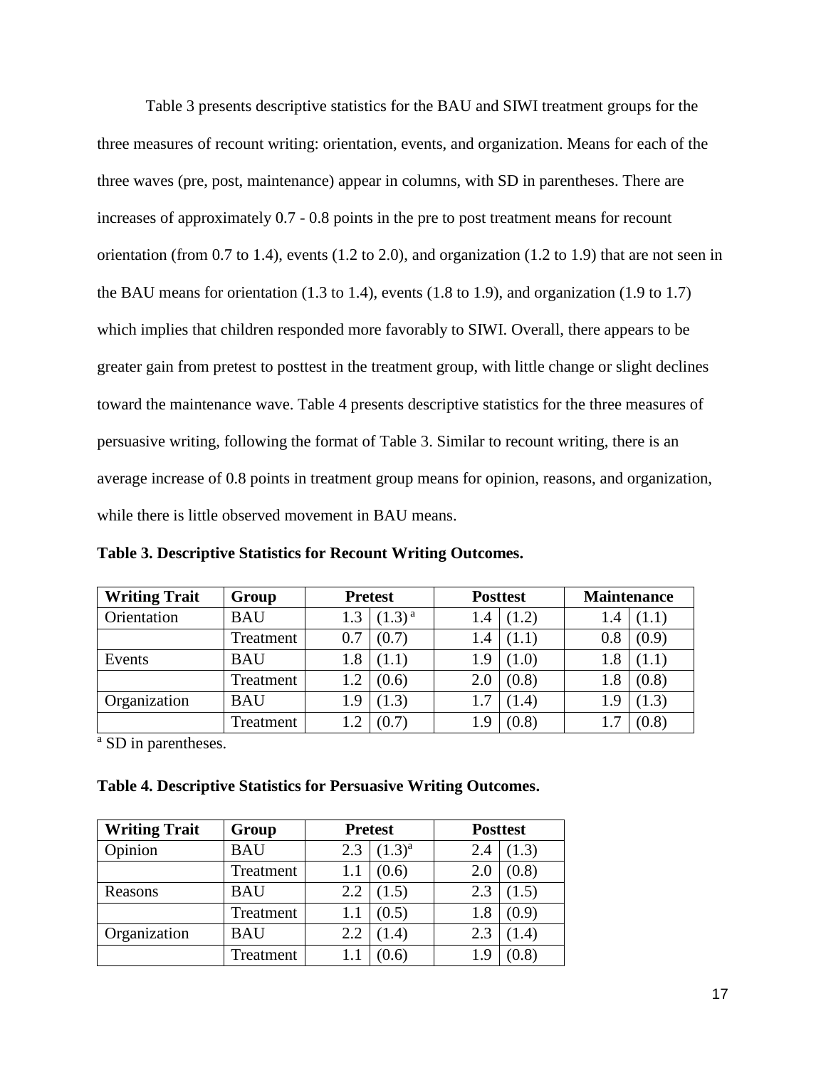Table 3 presents descriptive statistics for the BAU and SIWI treatment groups for the three measures of recount writing: orientation, events, and organization. Means for each of the three waves (pre, post, maintenance) appear in columns, with SD in parentheses. There are increases of approximately 0.7 - 0.8 points in the pre to post treatment means for recount orientation (from 0.7 to 1.4), events (1.2 to 2.0), and organization (1.2 to 1.9) that are not seen in the BAU means for orientation (1.3 to 1.4), events (1.8 to 1.9), and organization (1.9 to 1.7) which implies that children responded more favorably to SIWI. Overall, there appears to be greater gain from pretest to posttest in the treatment group, with little change or slight declines toward the maintenance wave. Table 4 presents descriptive statistics for the three measures of persuasive writing, following the format of Table 3. Similar to recount writing, there is an average increase of 0.8 points in treatment group means for opinion, reasons, and organization, while there is little observed movement in BAU means.

**Table 3. Descriptive Statistics for Recount Writing Outcomes.**

| Writing Trait | Group | Pretest | | Posttest | | Maintenance | |
|---|---|---|---|---|---|---|---|
| Orientation | BAU | 1.3 | (1.3) [a] | 1.4 | (1.2) | 1.4 | (1.1) |
| | Treatment | 0.7 | (0.7) | 1.4 | (1.1) | 0.8 | (0.9) |
| Events | BAU | 1.8 | (1.1) | 1.9 | (1.0) | 1.8 | (1.1) |
| | Treatment | 1.2 | (0.6) | 2.0 | (0.8) | 1.8 | (0.8) |
| Organization | BAU | 1.9 | (1.3) | 1.7 | (1.4) | 1.9 | (1.3) |
| | Treatment | 1.2 | (0.7) | 1.9 | (0.8) | 1.7 | (0.8) |

[a] SD in parentheses.

**Table 4. Descriptive Statistics for Persuasive Writing Outcomes.**

| Writing Trait | Group | Pretest | | Posttest | |
|---|---|---|---|---|---|
| Opinion | BAU | 2.3 | (1.3) [a] | 2.4 | (1.3) |
| | Treatment | 1.1 | (0.6) | 2.0 | (0.8) |
| Reasons | BAU | 2.2 | (1.5) | 2.3 | (1.5) |
| | Treatment | 1.1 | (0.5) | 1.8 | (0.9) |
| Organization | BAU | 2.2 | (1.4) | 2.3 | (1.4) |
| | Treatment | 1.1 | (0.6) | 1.9 | (0.8) |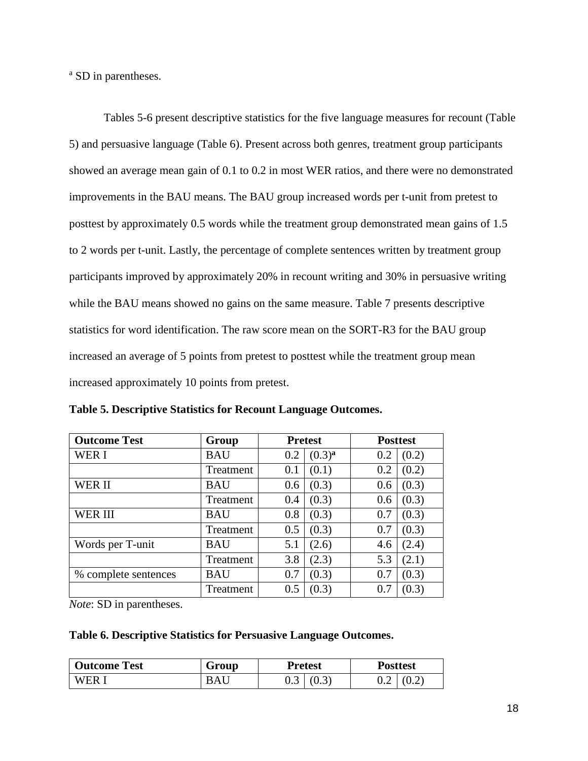[a] SD in parentheses.

Tables 5-6 present descriptive statistics for the five language measures for recount (Table 5) and persuasive language (Table 6). Present across both genres, treatment group participants showed an average mean gain of 0.1 to 0.2 in most WER ratios, and there were no demonstrated improvements in the BAU means. The BAU group increased words per t-unit from pretest to posttest by approximately 0.5 words while the treatment group demonstrated mean gains of 1.5 to 2 words per t-unit. Lastly, the percentage of complete sentences written by treatment group participants improved by approximately 20% in recount writing and 30% in persuasive writing while the BAU means showed no gains on the same measure. Table 7 presents descriptive statistics for word identification. The raw score mean on the SORT-R3 for the BAU group increased an average of 5 points from pretest to posttest while the treatment group mean increased approximately 10 points from pretest.

**Table 5. Descriptive Statistics for Recount Language Outcomes.**

| Outcome Test | Group | Pretest | | Posttest | |
|---|---|---|---|---|---|
| WER I | BAU | 0.2 | (0.3)[a] | 0.2 | (0.2) |
| | Treatment | 0.1 | (0.1) | 0.2 | (0.2) |
| WER II | BAU | 0.6 | (0.3) | 0.6 | (0.3) |
| | Treatment | 0.4 | (0.3) | 0.6 | (0.3) |
| WER III | BAU | 0.8 | (0.3) | 0.7 | (0.3) |
| | Treatment | 0.5 | (0.3) | 0.7 | (0.3) |
| Words per T-unit | BAU | 5.1 | (2.6) | 4.6 | (2.4) |
| | Treatment | 3.8 | (2.3) | 5.3 | (2.1) |
| % complete sentences | BAU | 0.7 | (0.3) | 0.7 | (0.3) |
| | Treatment | 0.5 | (0.3) | 0.7 | (0.3) |

*Note*: SD in parentheses.

**Table 6. Descriptive Statistics for Persuasive Language Outcomes.**

| Outcome Test | Group | Pretest | | Posttest | |
|---|---|---|---|---|---|
| WER I | BAU | 0.3 | (0.3) | 0.2 | (0.2) |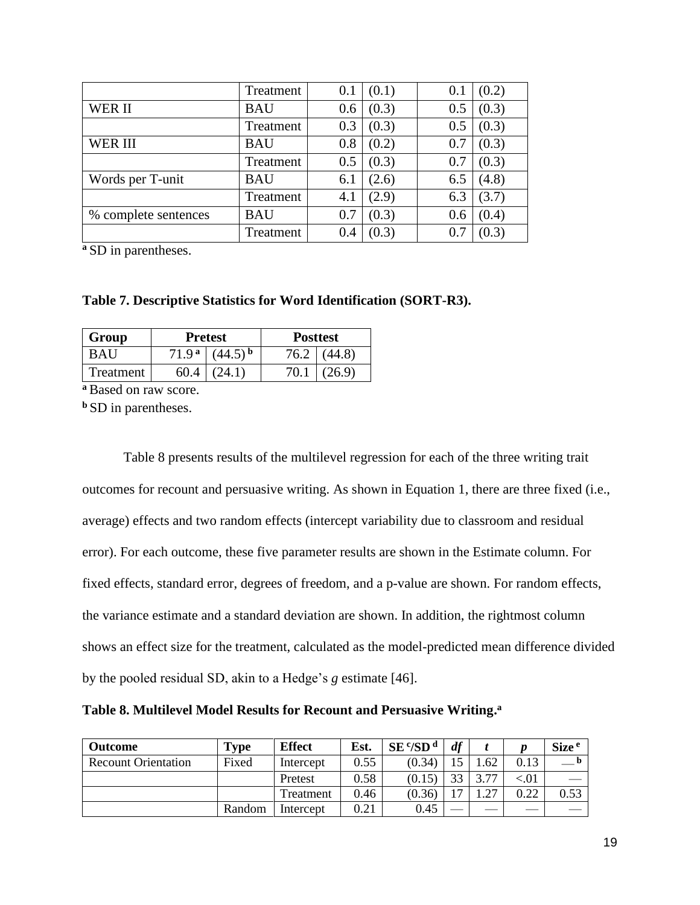| | Treatment | 0.1 | (0.1) | 0.1 | (0.2) |
|---|---|---|---|---|---|
| WER II | BAU | 0.6 | (0.3) | 0.5 | (0.3) |
| | Treatment | 0.3 | (0.3) | 0.5 | (0.3) |
| WER III | BAU | 0.8 | (0.2) | 0.7 | (0.3) |
| | Treatment | 0.5 | (0.3) | 0.7 | (0.3) |
| Words per T-unit | BAU | 6.1 | (2.6) | 6.5 | (4.8) |
| | Treatment | 4.1 | (2.9) | 6.3 | (3.7) |
| % complete sentences | BAU | 0.7 | (0.3) | 0.6 | (0.4) |
| | Treatment | 0.4 | (0.3) | 0.7 | (0.3) |

[a] SD in parentheses.

**Table 7. Descriptive Statistics for Word Identification (SORT-R3).**

| Group | Pretest | | Posttest | |
|---|---|---|---|---|
| BAU | 71.9 [a] | (44.5) [b] | 76.2 | (44.8) |
| Treatment | 60.4 | (24.1) | 70.1 | (26.9) |

[a] Based on raw score.

[b] SD in parentheses.

Table 8 presents results of the multilevel regression for each of the three writing trait outcomes for recount and persuasive writing. As shown in Equation 1, there are three fixed (i.e., average) effects and two random effects (intercept variability due to classroom and residual error). For each outcome, these five parameter results are shown in the Estimate column. For fixed effects, standard error, degrees of freedom, and a p-value are shown. For random effects, the variance estimate and a standard deviation are shown. In addition, the rightmost column shows an effect size for the treatment, calculated as the model-predicted mean difference divided by the pooled residual SD, akin to a Hedge's *g* estimate [46].

**Table 8. Multilevel Model Results for Recount and Persuasive Writing.[a]**

| Outcome | Type | Effect | Est. | SE [c]/SD [d] | *df* | *t* | *p* | Size [e] |
|---|---|---|---|---|---|---|---|---|
| Recount Orientation | Fixed | Intercept | 0.55 | (0.34) | 15 | 1.62 | 0.13 | — [b] |
| | | Pretest | 0.58 | (0.15) | 33 | 3.77 | <.01 | — |
| | | Treatment | 0.46 | (0.36) | 17 | 1.27 | 0.22 | 0.53 |
| | Random | Intercept | 0.21 | 0.45 | — | — | — | — |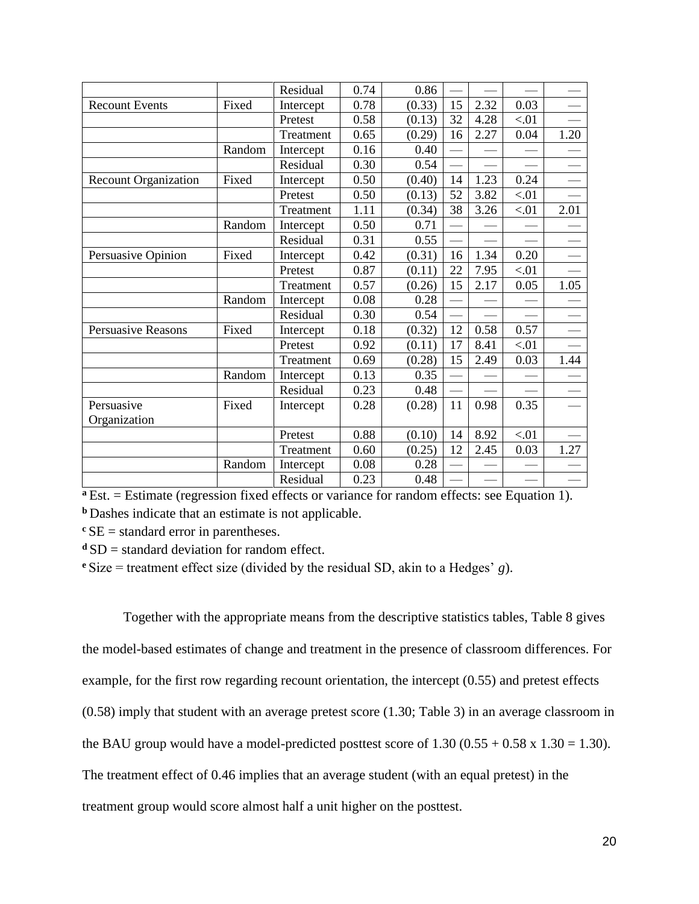| | | Residual | 0.74 | 0.86 | — | — | — | — |
|---|---|---|---|---|---|---|---|---|
| Recount Events | Fixed | Intercept | 0.78 | (0.33) | 15 | 2.32 | 0.03 | — |
| | | Pretest | 0.58 | (0.13) | 32 | 4.28 | <.01 | — |
| | | Treatment | 0.65 | (0.29) | 16 | 2.27 | 0.04 | 1.20 |
| | Random | Intercept | 0.16 | 0.40 | — | — | — | — |
| | | Residual | 0.30 | 0.54 | — | — | — | — |
| Recount Organization | Fixed | Intercept | 0.50 | (0.40) | 14 | 1.23 | 0.24 | — |
| | | Pretest | 0.50 | (0.13) | 52 | 3.82 | <.01 | — |
| | | Treatment | 1.11 | (0.34) | 38 | 3.26 | <.01 | 2.01 |
| | Random | Intercept | 0.50 | 0.71 | — | — | — | — |
| | | Residual | 0.31 | 0.55 | — | — | — | — |
| Persuasive Opinion | Fixed | Intercept | 0.42 | (0.31) | 16 | 1.34 | 0.20 | — |
| | | Pretest | 0.87 | (0.11) | 22 | 7.95 | <.01 | — |
| | | Treatment | 0.57 | (0.26) | 15 | 2.17 | 0.05 | 1.05 |
| | Random | Intercept | 0.08 | 0.28 | — | — | — | — |
| | | Residual | 0.30 | 0.54 | — | — | — | — |
| Persuasive Reasons | Fixed | Intercept | 0.18 | (0.32) | 12 | 0.58 | 0.57 | — |
| | | Pretest | 0.92 | (0.11) | 17 | 8.41 | <.01 | — |
| | | Treatment | 0.69 | (0.28) | 15 | 2.49 | 0.03 | 1.44 |
| | Random | Intercept | 0.13 | 0.35 | — | — | — | — |
| | | Residual | 0.23 | 0.48 | — | — | — | — |
| Persuasive Organization | Fixed | Intercept | 0.28 | (0.28) | 11 | 0.98 | 0.35 | — |
| | | Pretest | 0.88 | (0.10) | 14 | 8.92 | <.01 | — |
| | | Treatment | 0.60 | (0.25) | 12 | 2.45 | 0.03 | 1.27 |
| | Random | Intercept | 0.08 | 0.28 | — | — | — | — |
| | | Residual | 0.23 | 0.48 | — | — | — | — |

**a** Est. = Estimate (regression fixed effects or variance for random effects: see Equation 1).

**b** Dashes indicate that an estimate is not applicable.

**c** SE = standard error in parentheses.

**d** SD = standard deviation for random effect.

**e** Size = treatment effect size (divided by the residual SD, akin to a Hedges' *g*).

Together with the appropriate means from the descriptive statistics tables, Table 8 gives the model-based estimates of change and treatment in the presence of classroom differences. For example, for the first row regarding recount orientation, the intercept (0.55) and pretest effects (0.58) imply that student with an average pretest score (1.30; Table 3) in an average classroom in the BAU group would have a model-predicted posttest score of 1.30 ($0.55 + 0.58 \times 1.30 = 1.30$). The treatment effect of 0.46 implies that an average student (with an equal pretest) in the treatment group would score almost half a unit higher on the posttest.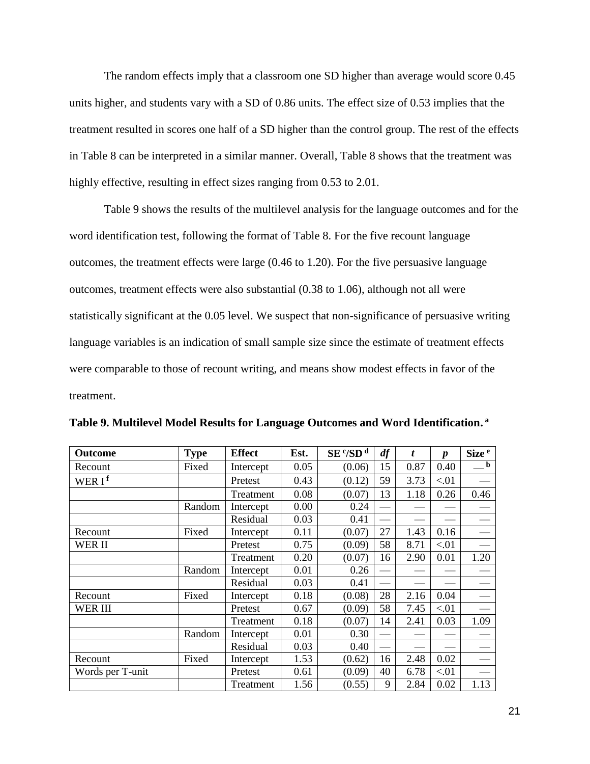The random effects imply that a classroom one SD higher than average would score 0.45 units higher, and students vary with a SD of 0.86 units. The effect size of 0.53 implies that the treatment resulted in scores one half of a SD higher than the control group. The rest of the effects in Table 8 can be interpreted in a similar manner. Overall, Table 8 shows that the treatment was highly effective, resulting in effect sizes ranging from 0.53 to 2.01.

Table 9 shows the results of the multilevel analysis for the language outcomes and for the word identification test, following the format of Table 8. For the five recount language outcomes, the treatment effects were large (0.46 to 1.20). For the five persuasive language outcomes, treatment effects were also substantial (0.38 to 1.06), although not all were statistically significant at the 0.05 level. We suspect that non-significance of persuasive writing language variables is an indication of small sample size since the estimate of treatment effects were comparable to those of recount writing, and means show modest effects in favor of the treatment.

**Table 9. Multilevel Model Results for Language Outcomes and Word Identification.** [a]

| Outcome | Type | Effect | Est. | SE [c]/SD [d] | *df* | *t* | *p* | Size [e] |
|---|---|---|---|---|---|---|---|---|
| Recount | Fixed | Intercept | 0.05 | (0.06) | 15 | 0.87 | 0.40 | — [b] |
| WER I [f] | | Pretest | 0.43 | (0.12) | 59 | 3.73 | <.01 | — |
| | | Treatment | 0.08 | (0.07) | 13 | 1.18 | 0.26 | 0.46 |
| | Random | Intercept | 0.00 | 0.24 | — | — | — | — |
| | | Residual | 0.03 | 0.41 | — | — | — | — |
| Recount | Fixed | Intercept | 0.11 | (0.07) | 27 | 1.43 | 0.16 | — |
| WER II | | Pretest | 0.75 | (0.09) | 58 | 8.71 | <.01 | — |
| | | Treatment | 0.20 | (0.07) | 16 | 2.90 | 0.01 | 1.20 |
| | Random | Intercept | 0.01 | 0.26 | — | — | — | — |
| | | Residual | 0.03 | 0.41 | — | — | — | — |
| Recount | Fixed | Intercept | 0.18 | (0.08) | 28 | 2.16 | 0.04 | — |
| WER III | | Pretest | 0.67 | (0.09) | 58 | 7.45 | <.01 | — |
| | | Treatment | 0.18 | (0.07) | 14 | 2.41 | 0.03 | 1.09 |
| | Random | Intercept | 0.01 | 0.30 | — | — | — | — |
| | | Residual | 0.03 | 0.40 | — | — | — | — |
| Recount | Fixed | Intercept | 1.53 | (0.62) | 16 | 2.48 | 0.02 | — |
| Words per T-unit | | Pretest | 0.61 | (0.09) | 40 | 6.78 | <.01 | — |
| | | Treatment | 1.56 | (0.55) | 9 | 2.84 | 0.02 | 1.13 |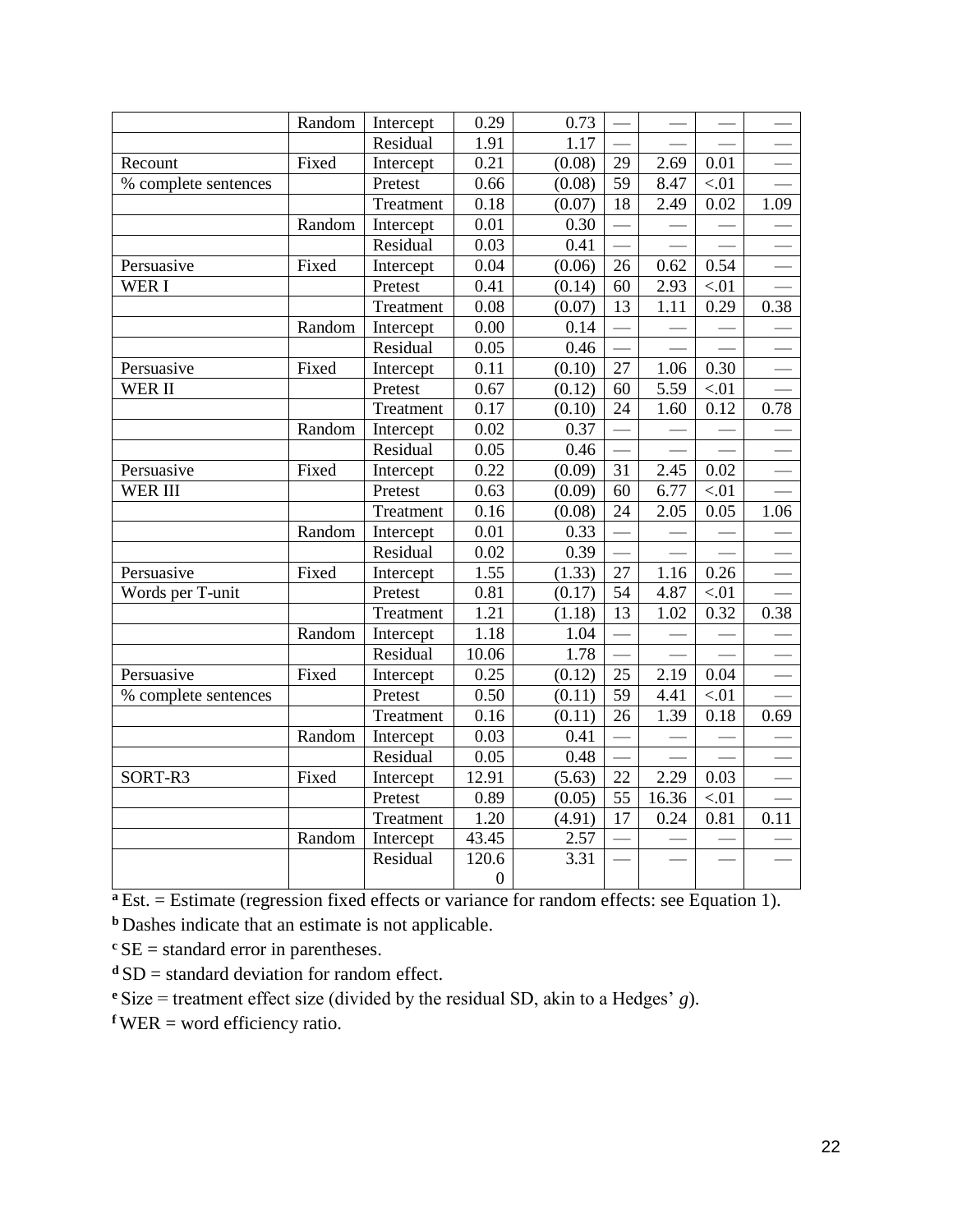|  |  |  |  |  |  |  |  |  |
|---|---|---|---|---|---|---|---|---|
|  | Random | Intercept | 0.29 | 0.73 | — | — | — | — |
|  |  | Residual | 1.91 | 1.17 | — | — | — | — |
| Recount | Fixed | Intercept | 0.21 | (0.08) | 29 | 2.69 | 0.01 | — |
| % complete sentences |  | Pretest | 0.66 | (0.08) | 59 | 8.47 | <.01 | — |
|  |  | Treatment | 0.18 | (0.07) | 18 | 2.49 | 0.02 | 1.09 |
|  | Random | Intercept | 0.01 | 0.30 | — | — | — | — |
|  |  | Residual | 0.03 | 0.41 | — | — | — | — |
| Persuasive | Fixed | Intercept | 0.04 | (0.06) | 26 | 0.62 | 0.54 | — |
| WER I |  | Pretest | 0.41 | (0.14) | 60 | 2.93 | <.01 | — |
|  |  | Treatment | 0.08 | (0.07) | 13 | 1.11 | 0.29 | 0.38 |
|  | Random | Intercept | 0.00 | 0.14 | — | — | — | — |
|  |  | Residual | 0.05 | 0.46 | — | — | — | — |
| Persuasive | Fixed | Intercept | 0.11 | (0.10) | 27 | 1.06 | 0.30 | — |
| WER II |  | Pretest | 0.67 | (0.12) | 60 | 5.59 | <.01 | — |
|  |  | Treatment | 0.17 | (0.10) | 24 | 1.60 | 0.12 | 0.78 |
|  | Random | Intercept | 0.02 | 0.37 | — | — | — | — |
|  |  | Residual | 0.05 | 0.46 | — | — | — | — |
| Persuasive | Fixed | Intercept | 0.22 | (0.09) | 31 | 2.45 | 0.02 | — |
| WER III |  | Pretest | 0.63 | (0.09) | 60 | 6.77 | <.01 | — |
|  |  | Treatment | 0.16 | (0.08) | 24 | 2.05 | 0.05 | 1.06 |
|  | Random | Intercept | 0.01 | 0.33 | — | — | — | — |
|  |  | Residual | 0.02 | 0.39 | — | — | — | — |
| Persuasive | Fixed | Intercept | 1.55 | (1.33) | 27 | 1.16 | 0.26 | — |
| Words per T-unit |  | Pretest | 0.81 | (0.17) | 54 | 4.87 | <.01 | — |
|  |  | Treatment | 1.21 | (1.18) | 13 | 1.02 | 0.32 | 0.38 |
|  | Random | Intercept | 1.18 | 1.04 | — | — | — | — |
|  |  | Residual | 10.06 | 1.78 | — | — | — | — |
| Persuasive | Fixed | Intercept | 0.25 | (0.12) | 25 | 2.19 | 0.04 | — |
| % complete sentences |  | Pretest | 0.50 | (0.11) | 59 | 4.41 | <.01 | — |
|  |  | Treatment | 0.16 | (0.11) | 26 | 1.39 | 0.18 | 0.69 |
|  | Random | Intercept | 0.03 | 0.41 | — | — | — | — |
|  |  | Residual | 0.05 | 0.48 | — | — | — | — |
| SORT-R3 | Fixed | Intercept | 12.91 | (5.63) | 22 | 2.29 | 0.03 | — |
|  |  | Pretest | 0.89 | (0.05) | 55 | 16.36 | <.01 | — |
|  |  | Treatment | 1.20 | (4.91) | 17 | 0.24 | 0.81 | 0.11 |
|  | Random | Intercept | 43.45 | 2.57 | — | — | — | — |
|  |  | Residual | 120.60 | 3.31 | — | — | — | — |

[a] Est. = Estimate (regression fixed effects or variance for random effects: see Equation 1).

[b] Dashes indicate that an estimate is not applicable.

[c] SE = standard error in parentheses.

[d] SD = standard deviation for random effect.

[e] Size = treatment effect size (divided by the residual SD, akin to a Hedges' *g*).

[f] WER = word efficiency ratio.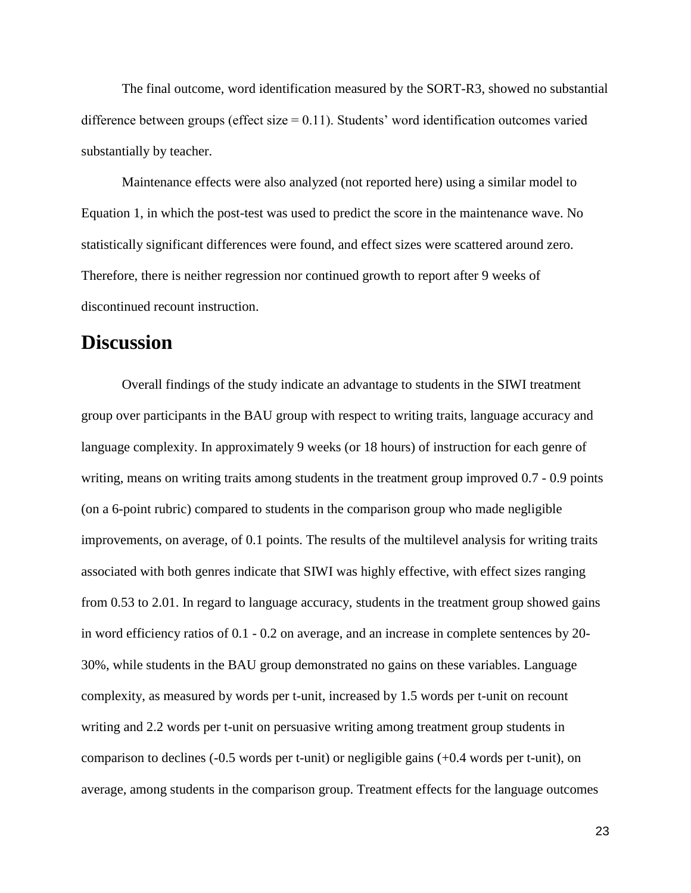The final outcome, word identification measured by the SORT-R3, showed no substantial difference between groups (effect size = 0.11). Students' word identification outcomes varied substantially by teacher.

Maintenance effects were also analyzed (not reported here) using a similar model to Equation 1, in which the post-test was used to predict the score in the maintenance wave. No statistically significant differences were found, and effect sizes were scattered around zero. Therefore, there is neither regression nor continued growth to report after 9 weeks of discontinued recount instruction.

## Discussion

Overall findings of the study indicate an advantage to students in the SIWI treatment group over participants in the BAU group with respect to writing traits, language accuracy and language complexity. In approximately 9 weeks (or 18 hours) of instruction for each genre of writing, means on writing traits among students in the treatment group improved 0.7 - 0.9 points (on a 6-point rubric) compared to students in the comparison group who made negligible improvements, on average, of 0.1 points. The results of the multilevel analysis for writing traits associated with both genres indicate that SIWI was highly effective, with effect sizes ranging from 0.53 to 2.01. In regard to language accuracy, students in the treatment group showed gains in word efficiency ratios of 0.1 - 0.2 on average, and an increase in complete sentences by 20-30%, while students in the BAU group demonstrated no gains on these variables. Language complexity, as measured by words per t-unit, increased by 1.5 words per t-unit on recount writing and 2.2 words per t-unit on persuasive writing among treatment group students in comparison to declines (-0.5 words per t-unit) or negligible gains (+0.4 words per t-unit), on average, among students in the comparison group. Treatment effects for the language outcomes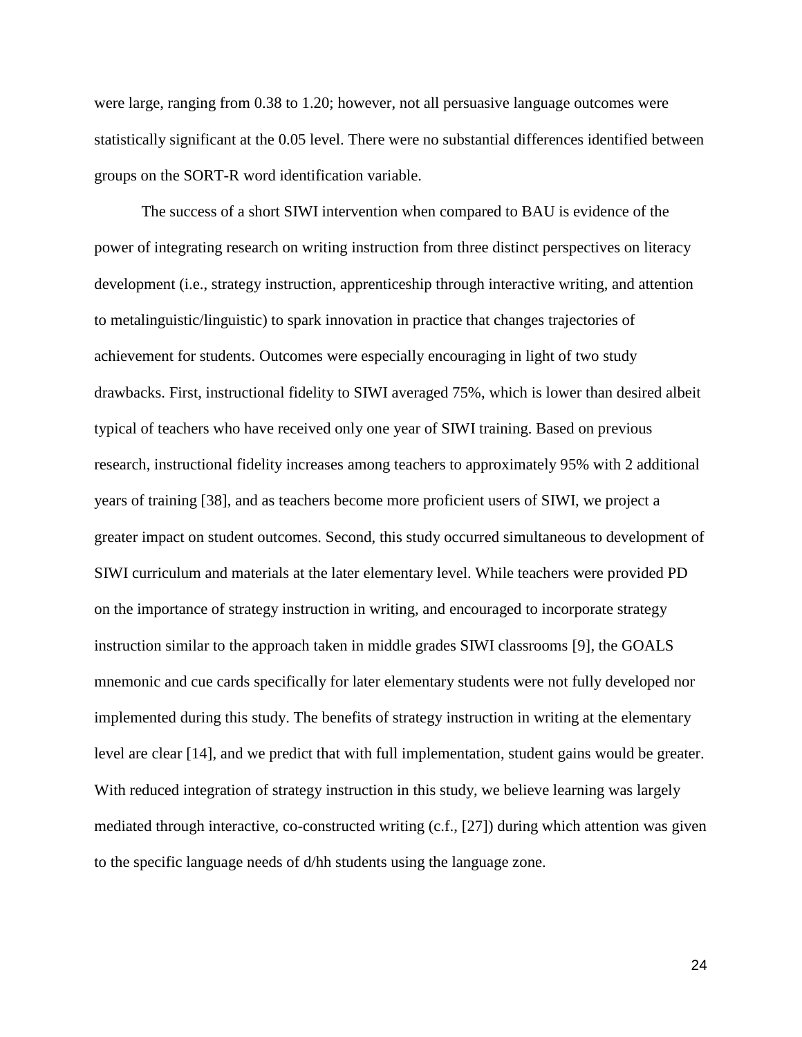were large, ranging from 0.38 to 1.20; however, not all persuasive language outcomes were statistically significant at the 0.05 level. There were no substantial differences identified between groups on the SORT-R word identification variable.

The success of a short SIWI intervention when compared to BAU is evidence of the power of integrating research on writing instruction from three distinct perspectives on literacy development (i.e., strategy instruction, apprenticeship through interactive writing, and attention to metalinguistic/linguistic) to spark innovation in practice that changes trajectories of achievement for students. Outcomes were especially encouraging in light of two study drawbacks. First, instructional fidelity to SIWI averaged 75%, which is lower than desired albeit typical of teachers who have received only one year of SIWI training. Based on previous research, instructional fidelity increases among teachers to approximately 95% with 2 additional years of training [38], and as teachers become more proficient users of SIWI, we project a greater impact on student outcomes. Second, this study occurred simultaneous to development of SIWI curriculum and materials at the later elementary level. While teachers were provided PD on the importance of strategy instruction in writing, and encouraged to incorporate strategy instruction similar to the approach taken in middle grades SIWI classrooms [9], the GOALS mnemonic and cue cards specifically for later elementary students were not fully developed nor implemented during this study. The benefits of strategy instruction in writing at the elementary level are clear [14], and we predict that with full implementation, student gains would be greater. With reduced integration of strategy instruction in this study, we believe learning was largely mediated through interactive, co-constructed writing (c.f., [27]) during which attention was given to the specific language needs of d/hh students using the language zone.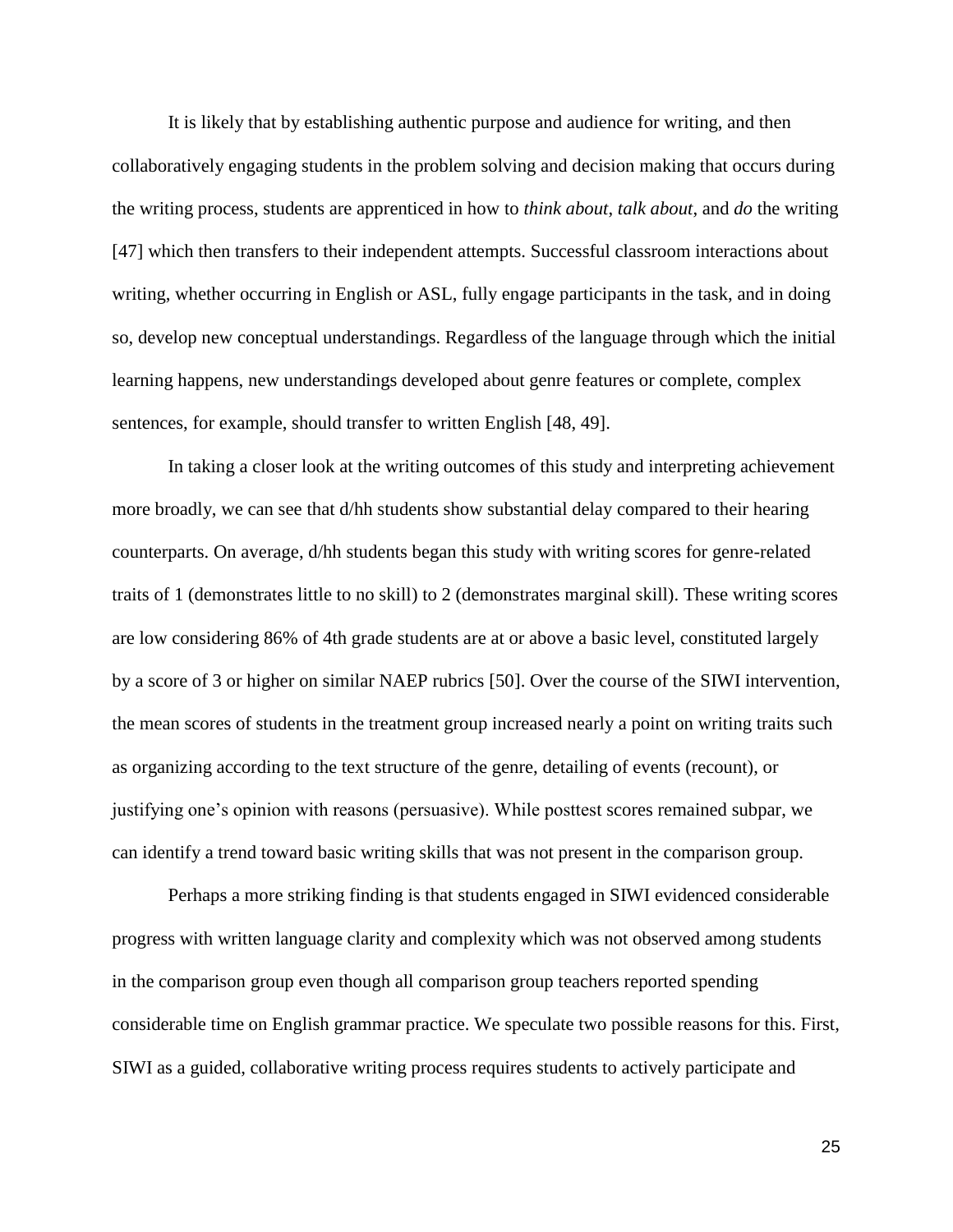It is likely that by establishing authentic purpose and audience for writing, and then collaboratively engaging students in the problem solving and decision making that occurs during the writing process, students are apprenticed in how to *think about*, *talk about*, and *do* the writing [47] which then transfers to their independent attempts. Successful classroom interactions about writing, whether occurring in English or ASL, fully engage participants in the task, and in doing so, develop new conceptual understandings. Regardless of the language through which the initial learning happens, new understandings developed about genre features or complete, complex sentences, for example, should transfer to written English [48, 49].

In taking a closer look at the writing outcomes of this study and interpreting achievement more broadly, we can see that d/hh students show substantial delay compared to their hearing counterparts. On average, d/hh students began this study with writing scores for genre-related traits of 1 (demonstrates little to no skill) to 2 (demonstrates marginal skill). These writing scores are low considering 86% of 4th grade students are at or above a basic level, constituted largely by a score of 3 or higher on similar NAEP rubrics [50]. Over the course of the SIWI intervention, the mean scores of students in the treatment group increased nearly a point on writing traits such as organizing according to the text structure of the genre, detailing of events (recount), or justifying one's opinion with reasons (persuasive). While posttest scores remained subpar, we can identify a trend toward basic writing skills that was not present in the comparison group.

Perhaps a more striking finding is that students engaged in SIWI evidenced considerable progress with written language clarity and complexity which was not observed among students in the comparison group even though all comparison group teachers reported spending considerable time on English grammar practice. We speculate two possible reasons for this. First, SIWI as a guided, collaborative writing process requires students to actively participate and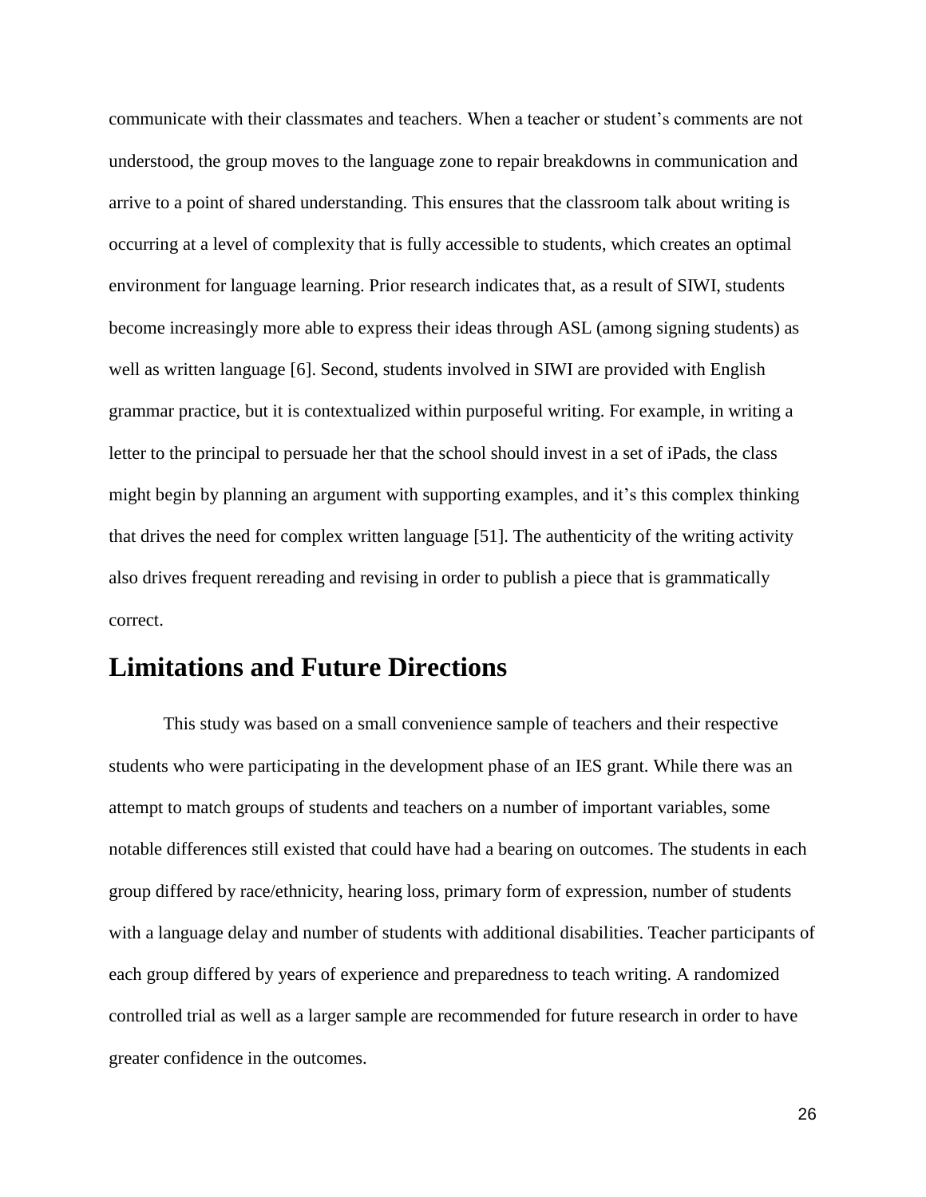communicate with their classmates and teachers. When a teacher or student's comments are not understood, the group moves to the language zone to repair breakdowns in communication and arrive to a point of shared understanding. This ensures that the classroom talk about writing is occurring at a level of complexity that is fully accessible to students, which creates an optimal environment for language learning. Prior research indicates that, as a result of SIWI, students become increasingly more able to express their ideas through ASL (among signing students) as well as written language [6]. Second, students involved in SIWI are provided with English grammar practice, but it is contextualized within purposeful writing. For example, in writing a letter to the principal to persuade her that the school should invest in a set of iPads, the class might begin by planning an argument with supporting examples, and it's this complex thinking that drives the need for complex written language [51]. The authenticity of the writing activity also drives frequent rereading and revising in order to publish a piece that is grammatically correct.

## Limitations and Future Directions

This study was based on a small convenience sample of teachers and their respective students who were participating in the development phase of an IES grant. While there was an attempt to match groups of students and teachers on a number of important variables, some notable differences still existed that could have had a bearing on outcomes. The students in each group differed by race/ethnicity, hearing loss, primary form of expression, number of students with a language delay and number of students with additional disabilities. Teacher participants of each group differed by years of experience and preparedness to teach writing. A randomized controlled trial as well as a larger sample are recommended for future research in order to have greater confidence in the outcomes.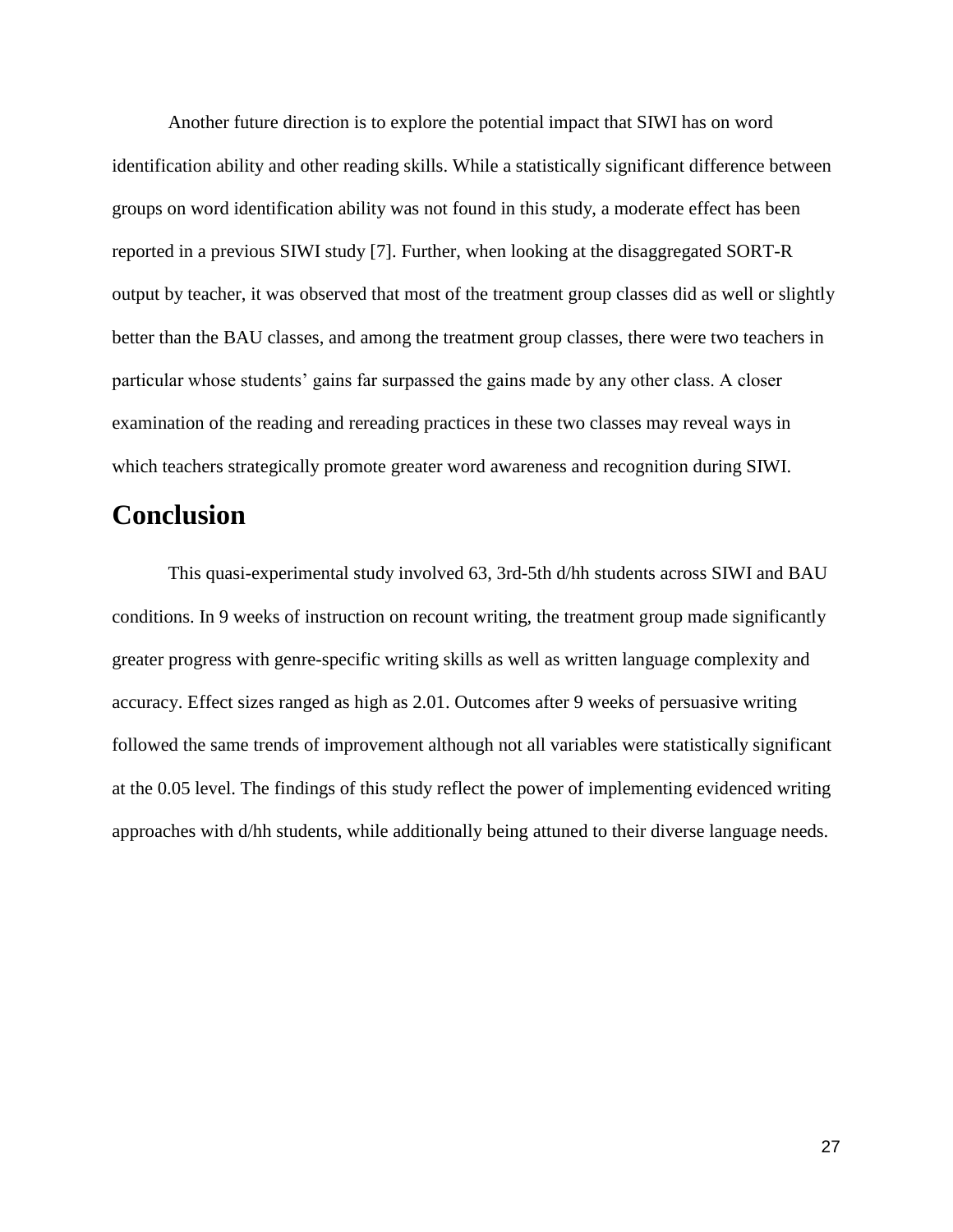Another future direction is to explore the potential impact that SIWI has on word identification ability and other reading skills. While a statistically significant difference between groups on word identification ability was not found in this study, a moderate effect has been reported in a previous SIWI study [7]. Further, when looking at the disaggregated SORT-R output by teacher, it was observed that most of the treatment group classes did as well or slightly better than the BAU classes, and among the treatment group classes, there were two teachers in particular whose students' gains far surpassed the gains made by any other class. A closer examination of the reading and rereading practices in these two classes may reveal ways in which teachers strategically promote greater word awareness and recognition during SIWI.

# Conclusion

This quasi-experimental study involved 63, 3rd-5th d/hh students across SIWI and BAU conditions. In 9 weeks of instruction on recount writing, the treatment group made significantly greater progress with genre-specific writing skills as well as written language complexity and accuracy. Effect sizes ranged as high as 2.01. Outcomes after 9 weeks of persuasive writing followed the same trends of improvement although not all variables were statistically significant at the 0.05 level. The findings of this study reflect the power of implementing evidenced writing approaches with d/hh students, while additionally being attuned to their diverse language needs.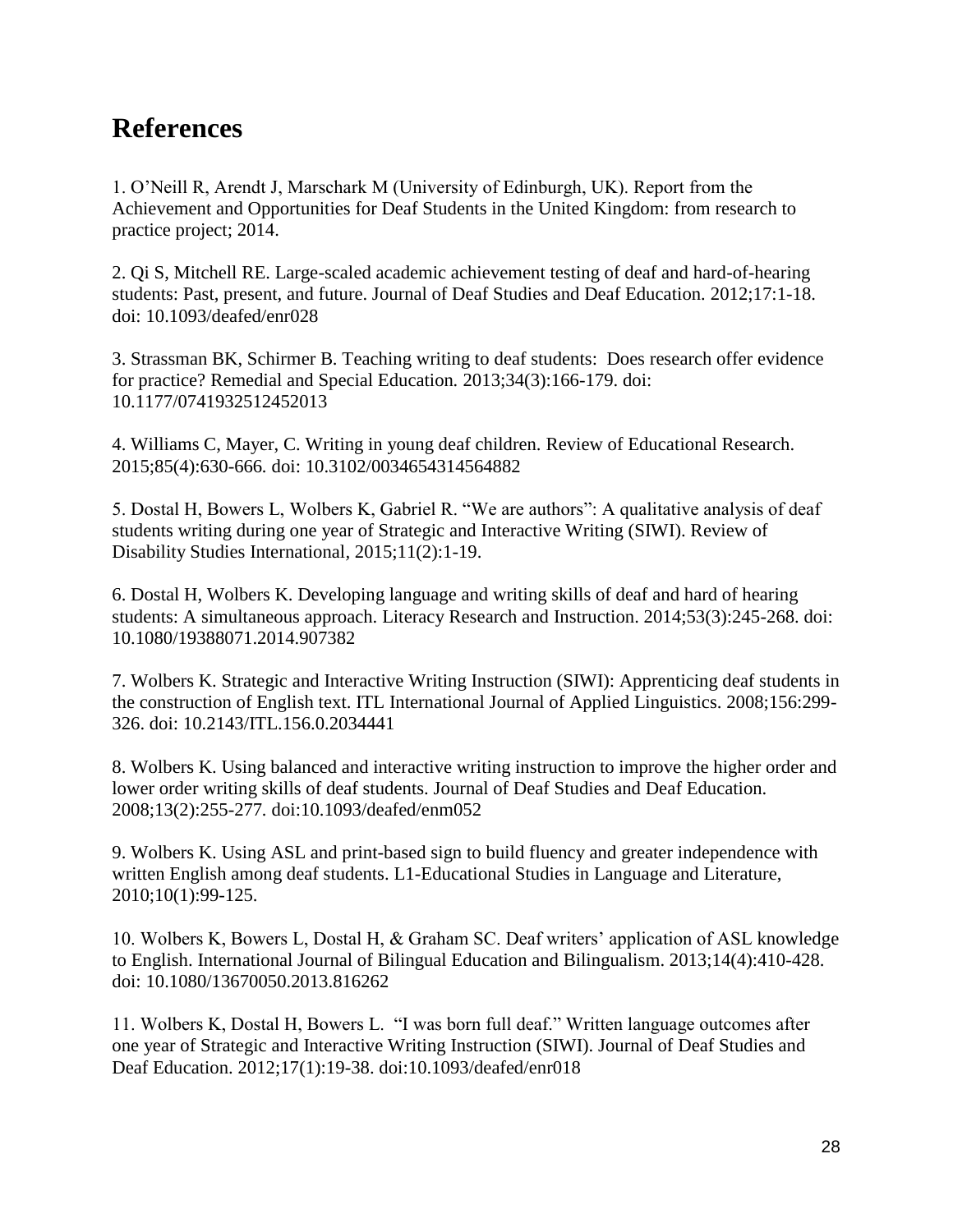# References

1. O'Neill R, Arendt J, Marschark M (University of Edinburgh, UK). Report from the Achievement and Opportunities for Deaf Students in the United Kingdom: from research to practice project; 2014.

2. Qi S, Mitchell RE. Large-scaled academic achievement testing of deaf and hard-of-hearing students: Past, present, and future. Journal of Deaf Studies and Deaf Education. 2012;17:1-18. doi: 10.1093/deafed/enr028

3. Strassman BK, Schirmer B. Teaching writing to deaf students: Does research offer evidence for practice? Remedial and Special Education. 2013;34(3):166-179. doi: 10.1177/0741932512452013

4. Williams C, Mayer, C. Writing in young deaf children. Review of Educational Research. 2015;85(4):630-666. doi: 10.3102/0034654314564882

5. Dostal H, Bowers L, Wolbers K, Gabriel R. "We are authors": A qualitative analysis of deaf students writing during one year of Strategic and Interactive Writing (SIWI). Review of Disability Studies International, 2015;11(2):1-19.

6. Dostal H, Wolbers K. Developing language and writing skills of deaf and hard of hearing students: A simultaneous approach. Literacy Research and Instruction. 2014;53(3):245-268. doi: 10.1080/19388071.2014.907382

7. Wolbers K. Strategic and Interactive Writing Instruction (SIWI): Apprenticing deaf students in the construction of English text. ITL International Journal of Applied Linguistics. 2008;156:299-326. doi: 10.2143/ITL.156.0.2034441

8. Wolbers K. Using balanced and interactive writing instruction to improve the higher order and lower order writing skills of deaf students. Journal of Deaf Studies and Deaf Education. 2008;13(2):255-277. doi:10.1093/deafed/enm052

9. Wolbers K. Using ASL and print-based sign to build fluency and greater independence with written English among deaf students. L1-Educational Studies in Language and Literature, 2010;10(1):99-125.

10. Wolbers K, Bowers L, Dostal H, & Graham SC. Deaf writers' application of ASL knowledge to English. International Journal of Bilingual Education and Bilingualism. 2013;14(4):410-428. doi: 10.1080/13670050.2013.816262

11. Wolbers K, Dostal H, Bowers L. "I was born full deaf." Written language outcomes after one year of Strategic and Interactive Writing Instruction (SIWI). Journal of Deaf Studies and Deaf Education. 2012;17(1):19-38. doi:10.1093/deafed/enr018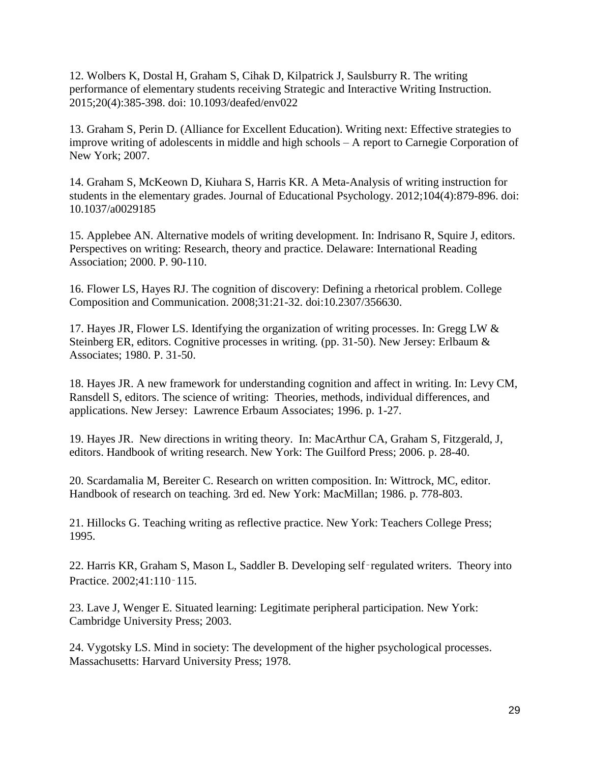12. Wolbers K, Dostal H, Graham S, Cihak D, Kilpatrick J, Saulsburry R. The writing performance of elementary students receiving Strategic and Interactive Writing Instruction. 2015;20(4):385-398. doi: 10.1093/deafed/env022

13. Graham S, Perin D. (Alliance for Excellent Education). Writing next: Effective strategies to improve writing of adolescents in middle and high schools – A report to Carnegie Corporation of New York; 2007.

14. Graham S, McKeown D, Kiuhara S, Harris KR. A Meta-Analysis of writing instruction for students in the elementary grades. Journal of Educational Psychology. 2012;104(4):879-896. doi: 10.1037/a0029185

15. Applebee AN. Alternative models of writing development. In: Indrisano R, Squire J, editors. Perspectives on writing: Research, theory and practice. Delaware: International Reading Association; 2000. P. 90-110.

16. Flower LS, Hayes RJ. The cognition of discovery: Defining a rhetorical problem. College Composition and Communication. 2008;31:21-32. doi:10.2307/356630.

17. Hayes JR, Flower LS. Identifying the organization of writing processes. In: Gregg LW & Steinberg ER, editors. Cognitive processes in writing. (pp. 31-50). New Jersey: Erlbaum & Associates; 1980. P. 31-50.

18. Hayes JR. A new framework for understanding cognition and affect in writing. In: Levy CM, Ransdell S, editors. The science of writing: Theories, methods, individual differences, and applications. New Jersey: Lawrence Erbaum Associates; 1996. p. 1-27.

19. Hayes JR. New directions in writing theory. In: MacArthur CA, Graham S, Fitzgerald, J, editors. Handbook of writing research. New York: The Guilford Press; 2006. p. 28-40.

20. Scardamalia M, Bereiter C. Research on written composition. In: Wittrock, MC, editor. Handbook of research on teaching. 3rd ed. New York: MacMillan; 1986. p. 778-803.

21. Hillocks G. Teaching writing as reflective practice. New York: Teachers College Press; 1995.

22. Harris KR, Graham S, Mason L, Saddler B. Developing self‐regulated writers. Theory into Practice. 2002;41:110‐115.

23. Lave J, Wenger E. Situated learning: Legitimate peripheral participation. New York: Cambridge University Press; 2003.

24. Vygotsky LS. Mind in society: The development of the higher psychological processes. Massachusetts: Harvard University Press; 1978.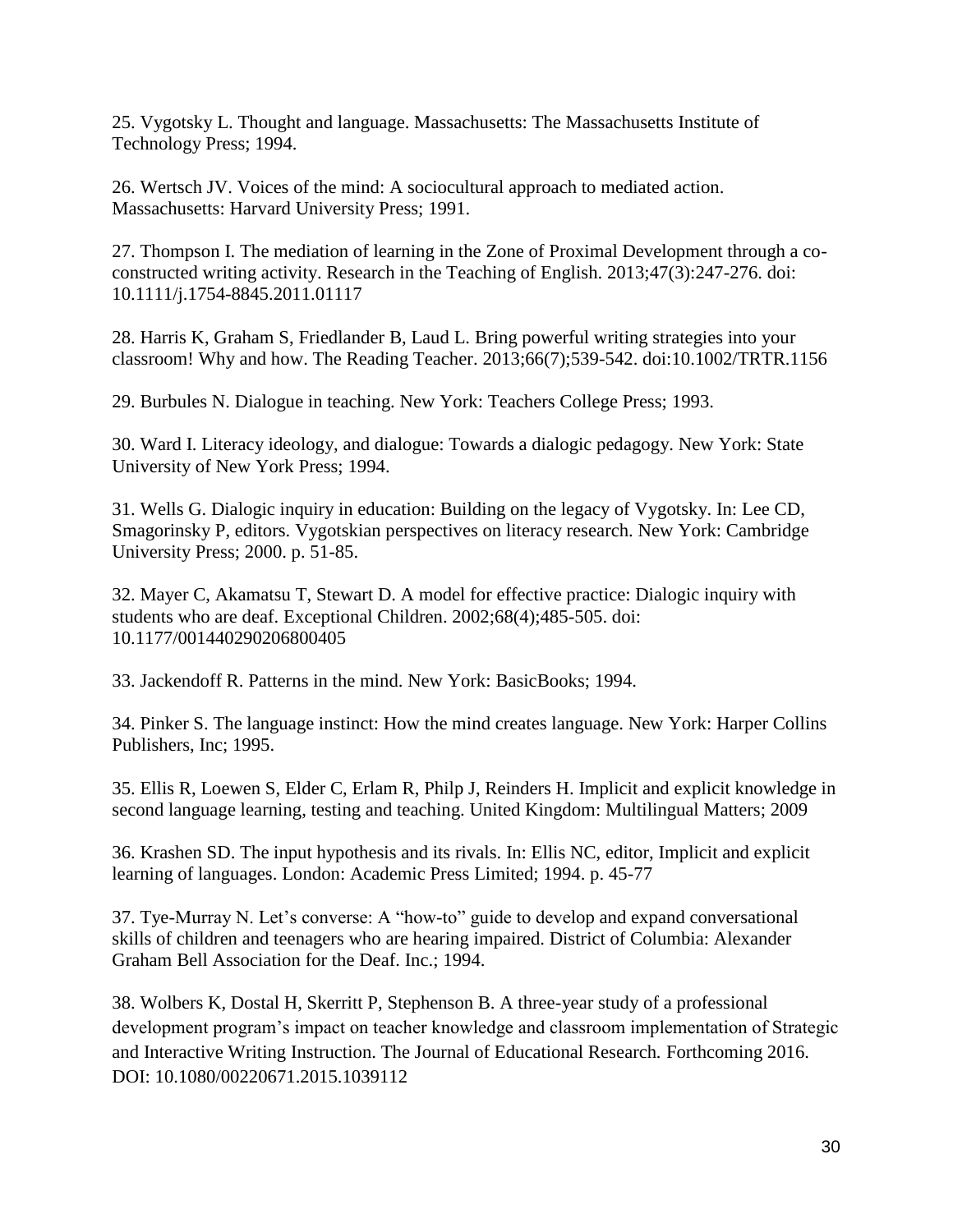25. Vygotsky L. Thought and language. Massachusetts: The Massachusetts Institute of Technology Press; 1994.

26. Wertsch JV. Voices of the mind: A sociocultural approach to mediated action. Massachusetts: Harvard University Press; 1991.

27. Thompson I. The mediation of learning in the Zone of Proximal Development through a co-constructed writing activity. Research in the Teaching of English. 2013;47(3):247-276. doi: 10.1111/j.1754-8845.2011.01117

28. Harris K, Graham S, Friedlander B, Laud L. Bring powerful writing strategies into your classroom! Why and how. The Reading Teacher. 2013;66(7);539-542. doi:10.1002/TRTR.1156

29. Burbules N. Dialogue in teaching. New York: Teachers College Press; 1993.

30. Ward I. Literacy ideology, and dialogue: Towards a dialogic pedagogy. New York: State University of New York Press; 1994.

31. Wells G. Dialogic inquiry in education: Building on the legacy of Vygotsky. In: Lee CD, Smagorinsky P, editors. Vygotskian perspectives on literacy research. New York: Cambridge University Press; 2000. p. 51-85.

32. Mayer C, Akamatsu T, Stewart D. A model for effective practice: Dialogic inquiry with students who are deaf. Exceptional Children. 2002;68(4);485-505. doi: 10.1177/001440290206800405

33. Jackendoff R. Patterns in the mind. New York: BasicBooks; 1994.

34. Pinker S. The language instinct: How the mind creates language. New York: Harper Collins Publishers, Inc; 1995.

35. Ellis R, Loewen S, Elder C, Erlam R, Philp J, Reinders H. Implicit and explicit knowledge in second language learning, testing and teaching. United Kingdom: Multilingual Matters; 2009

36. Krashen SD. The input hypothesis and its rivals. In: Ellis NC, editor, Implicit and explicit learning of languages. London: Academic Press Limited; 1994. p. 45-77

37. Tye-Murray N. Let's converse: A "how-to" guide to develop and expand conversational skills of children and teenagers who are hearing impaired. District of Columbia: Alexander Graham Bell Association for the Deaf. Inc.; 1994.

38. Wolbers K, Dostal H, Skerritt P, Stephenson B. A three-year study of a professional development program's impact on teacher knowledge and classroom implementation of Strategic and Interactive Writing Instruction. The Journal of Educational Research. Forthcoming 2016. DOI: 10.1080/00220671.2015.1039112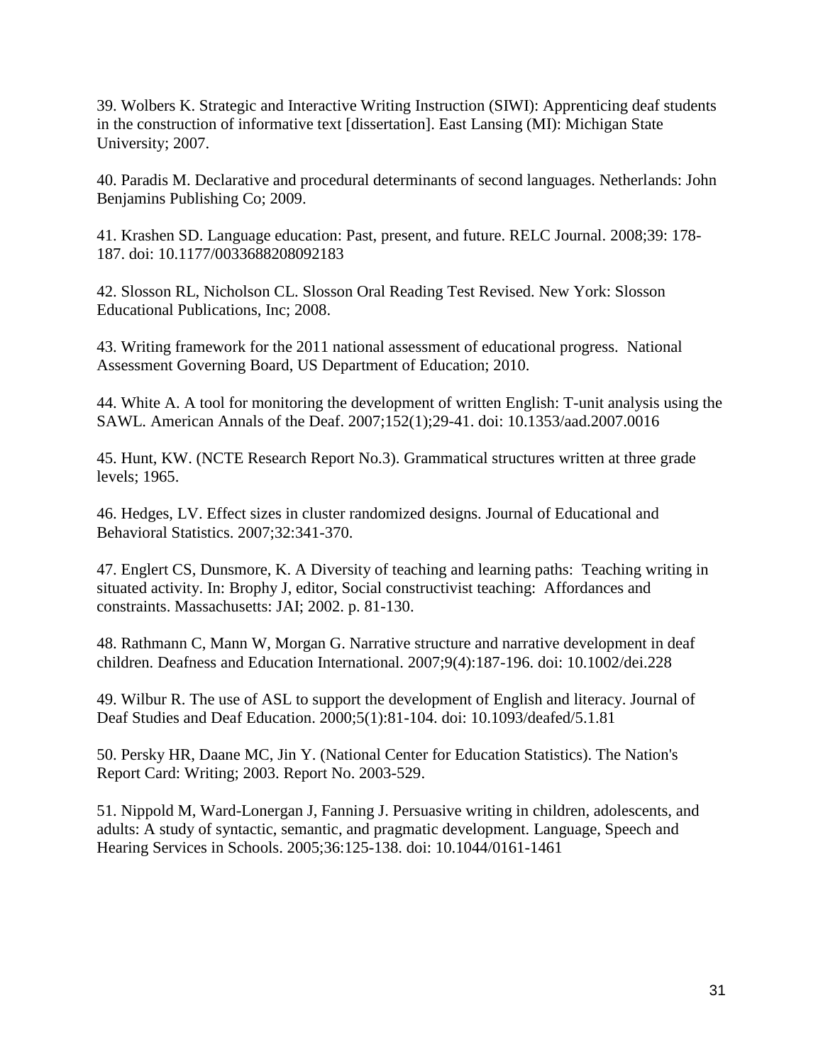39. Wolbers K. Strategic and Interactive Writing Instruction (SIWI): Apprenticing deaf students in the construction of informative text [dissertation]. East Lansing (MI): Michigan State University; 2007.

40. Paradis M. Declarative and procedural determinants of second languages. Netherlands: John Benjamins Publishing Co; 2009.

41. Krashen SD. Language education: Past, present, and future. RELC Journal. 2008;39: 178-187. doi: 10.1177/0033688208092183

42. Slosson RL, Nicholson CL. Slosson Oral Reading Test Revised. New York: Slosson Educational Publications, Inc; 2008.

43. Writing framework for the 2011 national assessment of educational progress. National Assessment Governing Board, US Department of Education; 2010.

44. White A. A tool for monitoring the development of written English: T-unit analysis using the SAWL. American Annals of the Deaf. 2007;152(1);29-41. doi: 10.1353/aad.2007.0016

45. Hunt, KW. (NCTE Research Report No.3). Grammatical structures written at three grade levels; 1965.

46. Hedges, LV. Effect sizes in cluster randomized designs. Journal of Educational and Behavioral Statistics. 2007;32:341-370.

47. Englert CS, Dunsmore, K. A Diversity of teaching and learning paths: Teaching writing in situated activity. In: Brophy J, editor, Social constructivist teaching: Affordances and constraints. Massachusetts: JAI; 2002. p. 81-130.

48. Rathmann C, Mann W, Morgan G. Narrative structure and narrative development in deaf children. Deafness and Education International. 2007;9(4):187-196. doi: 10.1002/dei.228

49. Wilbur R. The use of ASL to support the development of English and literacy. Journal of Deaf Studies and Deaf Education. 2000;5(1):81-104. doi: 10.1093/deafed/5.1.81

50. Persky HR, Daane MC, Jin Y. (National Center for Education Statistics). The Nation's Report Card: Writing; 2003. Report No. 2003-529.

51. Nippold M, Ward-Lonergan J, Fanning J. Persuasive writing in children, adolescents, and adults: A study of syntactic, semantic, and pragmatic development. Language, Speech and Hearing Services in Schools. 2005;36:125-138. doi: 10.1044/0161-1461